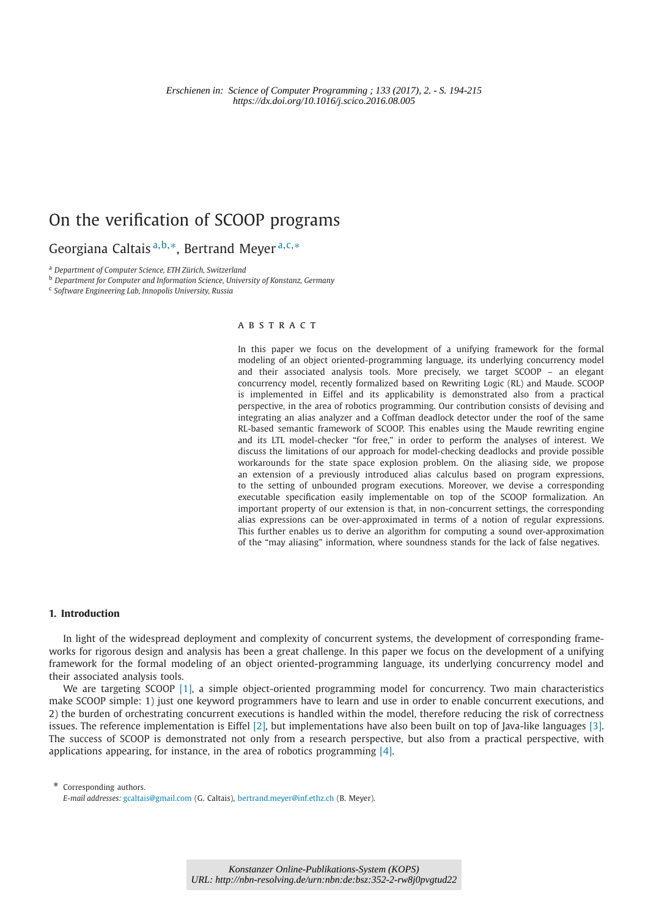*Erschienen in: Science of Computer Programming ; 133 (2017), 2. - S. 194-215*
*https://dx.doi.org/10.1016/j.scico.2016.08.005*

# On the verification of SCOOP programs

Georgiana Caltais [a,b,*], Bertrand Meyer [a,c,*]

[a] *Department of Computer Science, ETH Zürich, Switzerland*
[b] *Department for Computer and Information Science, University of Konstanz, Germany*
[c] *Software Engineering Lab, Innopolis University, Russia*

## ABSTRACT

In this paper we focus on the development of a unifying framework for the formal modeling of an object oriented-programming language, its underlying concurrency model and their associated analysis tools. More precisely, we target SCOOP – an elegant concurrency model, recently formalized based on Rewriting Logic (RL) and Maude. SCOOP is implemented in Eiffel and its applicability is demonstrated also from a practical perspective, in the area of robotics programming. Our contribution consists of devising and integrating an alias analyzer and a Coffman deadlock detector under the roof of the same RL-based semantic framework of SCOOP. This enables using the Maude rewriting engine and its LTL model-checker "for free," in order to perform the analyses of interest. We discuss the limitations of our approach for model-checking deadlocks and provide possible workarounds for the state space explosion problem. On the aliasing side, we propose an extension of a previously introduced alias calculus based on program expressions, to the setting of unbounded program executions. Moreover, we devise a corresponding executable specification easily implementable on top of the SCOOP formalization. An important property of our extension is that, in non-concurrent settings, the corresponding alias expressions can be over-approximated in terms of a notion of regular expressions. This further enables us to derive an algorithm for computing a sound over-approximation of the "may aliasing" information, where soundness stands for the lack of false negatives.

## 1. Introduction

In light of the widespread deployment and complexity of concurrent systems, the development of corresponding frameworks for rigorous design and analysis has been a great challenge. In this paper we focus on the development of a unifying framework for the formal modeling of an object oriented-programming language, its underlying concurrency model and their associated analysis tools.

We are targeting SCOOP [1], a simple object-oriented programming model for concurrency. Two main characteristics make SCOOP simple: 1) just one keyword programmers have to learn and use in order to enable concurrent executions, and 2) the burden of orchestrating concurrent executions is handled within the model, therefore reducing the risk of correctness issues. The reference implementation is Eiffel [2], but implementations have also been built on top of Java-like languages [3]. The success of SCOOP is demonstrated not only from a research perspective, but also from a practical perspective, with applications appearing, for instance, in the area of robotics programming [4].

* Corresponding authors.
*E-mail addresses:* gcaltais@gmail.com (G. Caltais), bertrand.meyer@inf.ethz.ch (B. Meyer).

*Konstanzer Online-Publikations-System (KOPS)*
*URL: http://nbn-resolving.de/urn:nbn:de:bsz:352-2-rw8j0pvgtud22*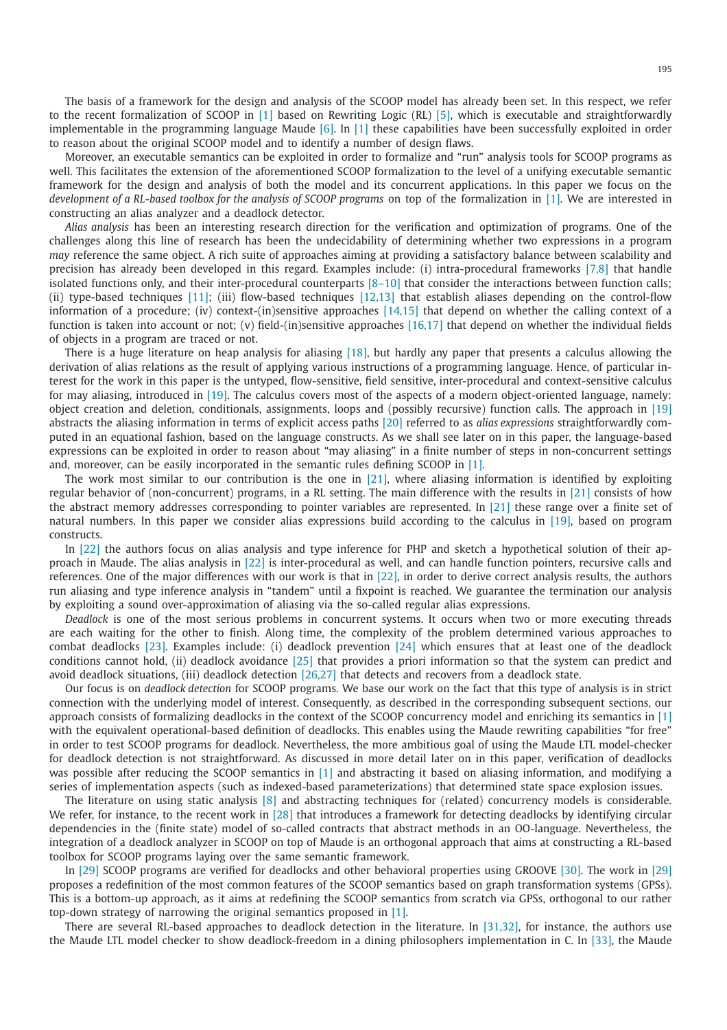The basis of a framework for the design and analysis of the SCOOP model has already been set. In this respect, we refer to the recent formalization of SCOOP in [1] based on Rewriting Logic (RL) [5], which is executable and straightforwardly implementable in the programming language Maude [6]. In [1] these capabilities have been successfully exploited in order to reason about the original SCOOP model and to identify a number of design flaws.

Moreover, an executable semantics can be exploited in order to formalize and "run" analysis tools for SCOOP programs as well. This facilitates the extension of the aforementioned SCOOP formalization to the level of a unifying executable semantic framework for the design and analysis of both the model and its concurrent applications. In this paper we focus on the *development of a RL-based toolbox for the analysis of SCOOP programs* on top of the formalization in [1]. We are interested in constructing an alias analyzer and a deadlock detector.

*Alias analysis* has been an interesting research direction for the verification and optimization of programs. One of the challenges along this line of research has been the undecidability of determining whether two expressions in a program *may* reference the same object. A rich suite of approaches aiming at providing a satisfactory balance between scalability and precision has already been developed in this regard. Examples include: (i) intra-procedural frameworks [7,8] that handle isolated functions only, and their inter-procedural counterparts [8–10] that consider the interactions between function calls; (ii) type-based techniques [11]; (iii) flow-based techniques [12,13] that establish aliases depending on the control-flow information of a procedure; (iv) context-(in)sensitive approaches [14,15] that depend on whether the calling context of a function is taken into account or not; (v) field-(in)sensitive approaches [16,17] that depend on whether the individual fields of objects in a program are traced or not.

There is a huge literature on heap analysis for aliasing [18], but hardly any paper that presents a calculus allowing the derivation of alias relations as the result of applying various instructions of a programming language. Hence, of particular interest for the work in this paper is the untyped, flow-sensitive, field sensitive, inter-procedural and context-sensitive calculus for may aliasing, introduced in [19]. The calculus covers most of the aspects of a modern object-oriented language, namely: object creation and deletion, conditionals, assignments, loops and (possibly recursive) function calls. The approach in [19] abstracts the aliasing information in terms of explicit access paths [20] referred to as *alias expressions* straightforwardly computed in an equational fashion, based on the language constructs. As we shall see later on in this paper, the language-based expressions can be exploited in order to reason about "may aliasing" in a finite number of steps in non-concurrent settings and, moreover, can be easily incorporated in the semantic rules defining SCOOP in [1].

The work most similar to our contribution is the one in [21], where aliasing information is identified by exploiting regular behavior of (non-concurrent) programs, in a RL setting. The main difference with the results in [21] consists of how the abstract memory addresses corresponding to pointer variables are represented. In [21] these range over a finite set of natural numbers. In this paper we consider alias expressions build according to the calculus in [19], based on program constructs.

In [22] the authors focus on alias analysis and type inference for PHP and sketch a hypothetical solution of their approach in Maude. The alias analysis in [22] is inter-procedural as well, and can handle function pointers, recursive calls and references. One of the major differences with our work is that in [22], in order to derive correct analysis results, the authors run aliasing and type inference analysis in "tandem" until a fixpoint is reached. We guarantee the termination our analysis by exploiting a sound over-approximation of aliasing via the so-called regular alias expressions.

*Deadlock* is one of the most serious problems in concurrent systems. It occurs when two or more executing threads are each waiting for the other to finish. Along time, the complexity of the problem determined various approaches to combat deadlocks [23]. Examples include: (i) deadlock prevention [24] which ensures that at least one of the deadlock conditions cannot hold, (ii) deadlock avoidance [25] that provides a priori information so that the system can predict and avoid deadlock situations, (iii) deadlock detection [26,27] that detects and recovers from a deadlock state.

Our focus is on *deadlock detection* for SCOOP programs. We base our work on the fact that this type of analysis is in strict connection with the underlying model of interest. Consequently, as described in the corresponding subsequent sections, our approach consists of formalizing deadlocks in the context of the SCOOP concurrency model and enriching its semantics in [1] with the equivalent operational-based definition of deadlocks. This enables using the Maude rewriting capabilities "for free" in order to test SCOOP programs for deadlock. Nevertheless, the more ambitious goal of using the Maude LTL model-checker for deadlock detection is not straightforward. As discussed in more detail later on in this paper, verification of deadlocks was possible after reducing the SCOOP semantics in [1] and abstracting it based on aliasing information, and modifying a series of implementation aspects (such as indexed-based parameterizations) that determined state space explosion issues.

The literature on using static analysis [8] and abstracting techniques for (related) concurrency models is considerable. We refer, for instance, to the recent work in [28] that introduces a framework for detecting deadlocks by identifying circular dependencies in the (finite state) model of so-called contracts that abstract methods in an OO-language. Nevertheless, the integration of a deadlock analyzer in SCOOP on top of Maude is an orthogonal approach that aims at constructing a RL-based toolbox for SCOOP programs laying over the same semantic framework.

In [29] SCOOP programs are verified for deadlocks and other behavioral properties using GROOVE [30]. The work in [29] proposes a redefinition of the most common features of the SCOOP semantics based on graph transformation systems (GPSs). This is a bottom-up approach, as it aims at redefining the SCOOP semantics from scratch via GPSs, orthogonal to our rather top-down strategy of narrowing the original semantics proposed in [1].

There are several RL-based approaches to deadlock detection in the literature. In [31,32], for instance, the authors use the Maude LTL model checker to show deadlock-freedom in a dining philosophers implementation in C. In [33], the Maude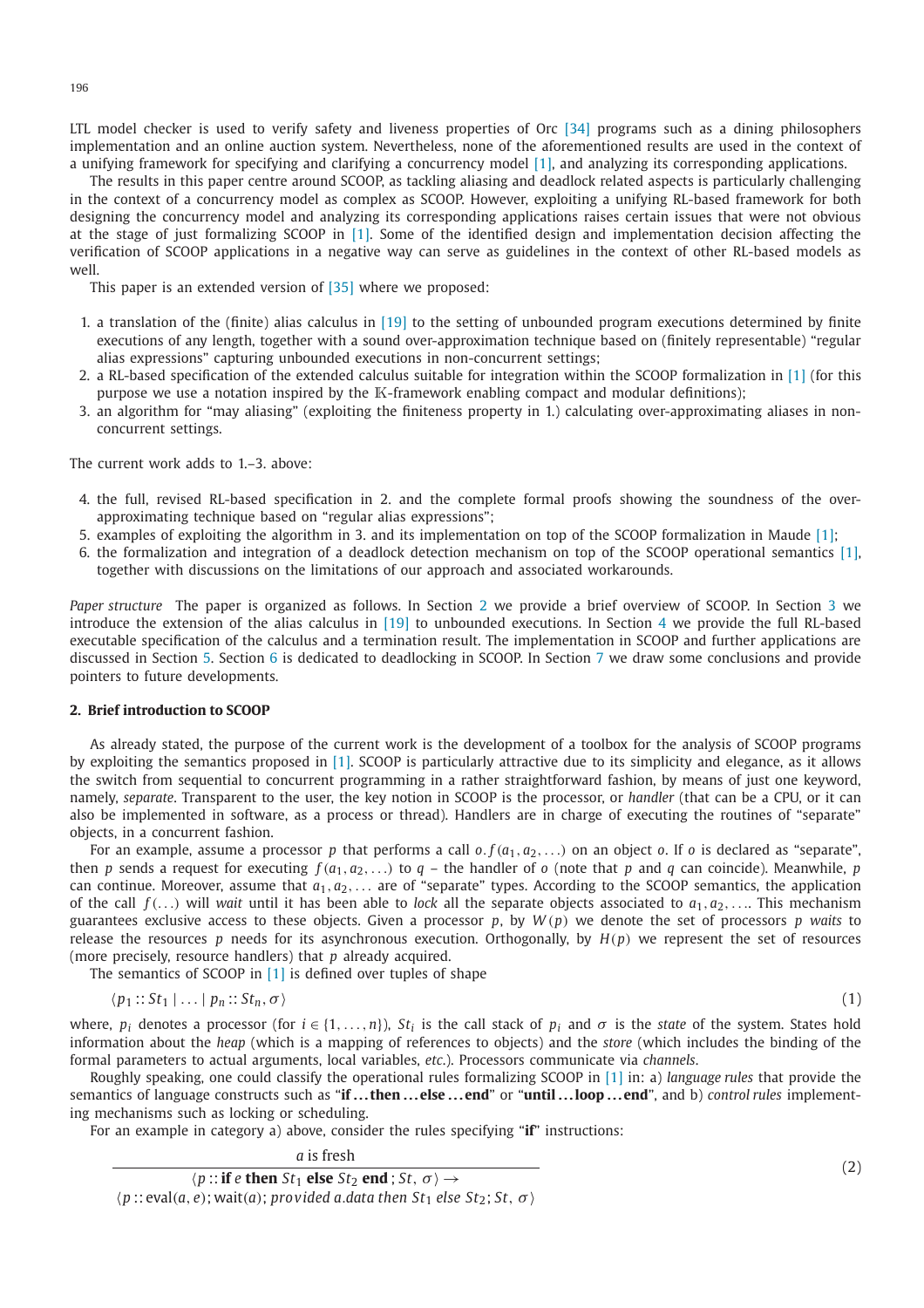LTL model checker is used to verify safety and liveness properties of Orc [34] programs such as a dining philosophers implementation and an online auction system. Nevertheless, none of the aforementioned results are used in the context of a unifying framework for specifying and clarifying a concurrency model [1], and analyzing its corresponding applications.

The results in this paper centre around SCOOP, as tackling aliasing and deadlock related aspects is particularly challenging in the context of a concurrency model as complex as SCOOP. However, exploiting a unifying RL-based framework for both designing the concurrency model and analyzing its corresponding applications raises certain issues that were not obvious at the stage of just formalizing SCOOP in [1]. Some of the identified design and implementation decision affecting the verification of SCOOP applications in a negative way can serve as guidelines in the context of other RL-based models as well.

This paper is an extended version of [35] where we proposed:

1. a translation of the (finite) alias calculus in [19] to the setting of unbounded program executions determined by finite executions of any length, together with a sound over-approximation technique based on (finitely representable) "regular alias expressions" capturing unbounded executions in non-concurrent settings;
2. a RL-based specification of the extended calculus suitable for integration within the SCOOP formalization in [1] (for this purpose we use a notation inspired by the $\mathbb{K}$-framework enabling compact and modular definitions);
3. an algorithm for "may aliasing" (exploiting the finiteness property in 1.) calculating over-approximating aliases in non-concurrent settings.

The current work adds to 1.–3. above:

4. the full, revised RL-based specification in 2. and the complete formal proofs showing the soundness of the over-approximating technique based on "regular alias expressions";
5. examples of exploiting the algorithm in 3. and its implementation on top of the SCOOP formalization in Maude [1];
6. the formalization and integration of a deadlock detection mechanism on top of the SCOOP operational semantics [1], together with discussions on the limitations of our approach and associated workarounds.

*Paper structure* The paper is organized as follows. In Section 2 we provide a brief overview of SCOOP. In Section 3 we introduce the extension of the alias calculus in [19] to unbounded executions. In Section 4 we provide the full RL-based executable specification of the calculus and a termination result. The implementation in SCOOP and further applications are discussed in Section 5. Section 6 is dedicated to deadlocking in SCOOP. In Section 7 we draw some conclusions and provide pointers to future developments.

## 2. Brief introduction to SCOOP

As already stated, the purpose of the current work is the development of a toolbox for the analysis of SCOOP programs by exploiting the semantics proposed in [1]. SCOOP is particularly attractive due to its simplicity and elegance, as it allows the switch from sequential to concurrent programming in a rather straightforward fashion, by means of just one keyword, namely, *separate*. Transparent to the user, the key notion in SCOOP is the processor, or *handler* (that can be a CPU, or it can also be implemented in software, as a process or thread). Handlers are in charge of executing the routines of "separate" objects, in a concurrent fashion.

For an example, assume a processor $p$ that performs a call $o.f(a_1, a_2, \ldots)$ on an object $o$. If $o$ is declared as "separate", then $p$ sends a request for executing $f(a_1, a_2, \ldots)$ to $q$ – the handler of $o$ (note that $p$ and $q$ can coincide). Meanwhile, $p$ can continue. Moreover, assume that $a_1, a_2, \ldots$ are of "separate" types. According to the SCOOP semantics, the application of the call $f(\ldots)$ will *wait* until it has been able to *lock* all the separate objects associated to $a_1, a_2, \ldots$. This mechanism guarantees exclusive access to these objects. Given a processor $p$, by $W(p)$ we denote the set of processors $p$ *waits* to release the resources $p$ needs for its asynchronous execution. Orthogonally, by $H(p)$ we represent the set of resources (more precisely, resource handlers) that $p$ already acquired.

The semantics of SCOOP in [1] is defined over tuples of shape

$$\langle p_1 :: St_1 \mid \ldots \mid p_n :: St_n, \sigma \rangle \tag{1}$$

where, $p_i$ denotes a processor (for $i \in \{1, \ldots, n\}$), $St_i$ is the call stack of $p_i$ and $\sigma$ is the *state* of the system. States hold information about the *heap* (which is a mapping of references to objects) and the *store* (which includes the binding of the formal parameters to actual arguments, local variables, *etc.*). Processors communicate via *channels*.

Roughly speaking, one could classify the operational rules formalizing SCOOP in [1] in: a) *language rules* that provide the semantics of language constructs such as "**if ... then ... else ... end**" or "**until ... loop ... end**", and b) *control rules* implementing mechanisms such as locking or scheduling.

For an example in category a) above, consider the rules specifying "**if**" instructions:

$$\frac{a \text{ is fresh}}{\begin{array}{c}\langle p :: \textbf{if } e \textbf{ then } St_1 \textbf{ else } St_2 \textbf{ end}\,;St,\,\sigma\rangle \rightarrow \\ \langle p :: \text{eval}(a, e); \text{wait}(a); \textit{provided a.data then } St_1 \textit{ else } St_2; St,\,\sigma\rangle\end{array}} \tag{2}$$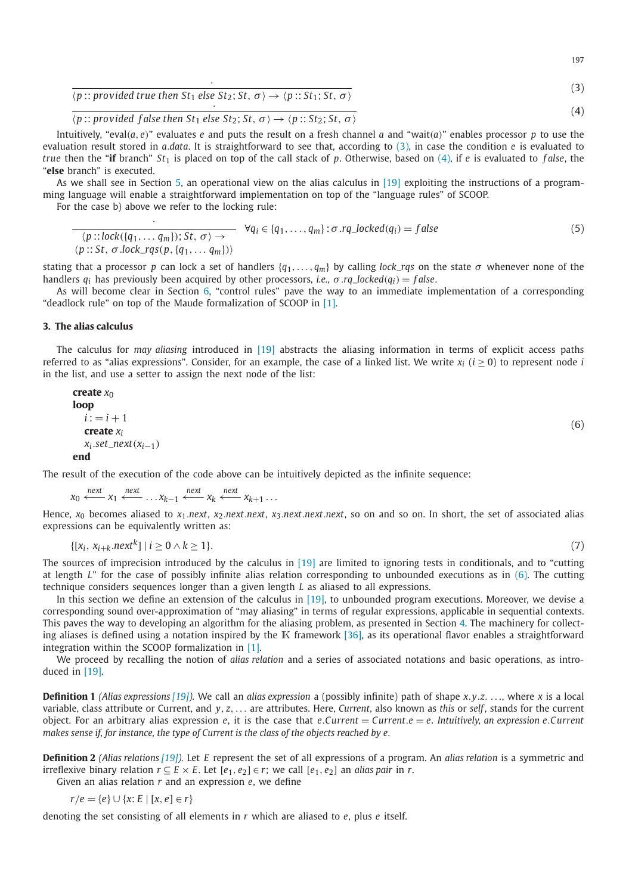$$\frac{\cdot}{\langle p :: \mathit{provided\ true\ then\ } St_1 \mathit{\ else\ } St_2; St,\ \sigma\rangle \rightarrow \langle p :: St_1; St,\ \sigma\rangle} \tag{3}$$

$$\frac{\cdot}{\langle p :: \mathit{provided\ false\ then\ } St_1 \mathit{\ else\ } St_2; St,\ \sigma\rangle \rightarrow \langle p :: St_2; St,\ \sigma\rangle} \tag{4}$$

Intuitively, "eval$(a, e)$" evaluates $e$ and puts the result on a fresh channel $a$ and "wait$(a)$" enables processor $p$ to use the evaluation result stored in $a.data$. It is straightforward to see that, according to (3), in case the condition $e$ is evaluated to $true$ then the "**if** branch" $St_1$ is placed on top of the call stack of $p$. Otherwise, based on (4), if $e$ is evaluated to $false$, the "**else** branch" is executed.

As we shall see in Section 5, an operational view on the alias calculus in [19] exploiting the instructions of a programming language will enable a straightforward implementation on top of the "language rules" of SCOOP.

For the case b) above we refer to the locking rule:

$$\frac{\cdot}{\begin{array}{l}\langle p :: lock(\{q_1, \ldots q_m\}); St,\ \sigma\rangle \rightarrow \\ \langle p :: St,\ \sigma.lock\_rqs(p, \{q_1, \ldots q_m\})\rangle\end{array}} \quad \forall q_i \in \{q_1, \ldots, q_m\} : \sigma.rq\_locked(q_i) = false \tag{5}$$

stating that a processor $p$ can lock a set of handlers $\{q_1, \ldots, q_m\}$ by calling $lock\_rqs$ on the state $\sigma$ whenever none of the handlers $q_i$ has previously been acquired by other processors, *i.e.*, $\sigma.rq\_locked(q_i) = false$.

As will become clear in Section 6, "control rules" pave the way to an immediate implementation of a corresponding "deadlock rule" on top of the Maude formalization of SCOOP in [1].

## 3. The alias calculus

The calculus for *may aliasing* introduced in [19] abstracts the aliasing information in terms of explicit access paths referred to as "alias expressions". Consider, for an example, the case of a linked list. We write $x_i$ ($i \geq 0$) to represent node $i$ in the list, and use a setter to assign the next node of the list:

$$\begin{array}{l}\textbf{create}\ x_0 \\ \textbf{loop} \\ \quad i := i + 1 \\ \quad \textbf{create}\ x_i \\ \quad x_i.set\_next(x_{i-1}) \\ \textbf{end}\end{array} \tag{6}$$

The result of the execution of the code above can be intuitively depicted as the infinite sequence:

$$x_0 \xleftarrow{next} x_1 \xleftarrow{next} \ldots x_{k-1} \xleftarrow{next} x_k \xleftarrow{next} x_{k+1} \ldots$$

Hence, $x_0$ becomes aliased to $x_1.next$, $x_2.next.next$, $x_3.next.next.next$, so on and so on. In short, the set of associated alias expressions can be equivalently written as:

$$\{[x_i,\ x_{i+k}.next^k] \mid i \geq 0 \wedge k \geq 1\}. \tag{7}$$

The sources of imprecision introduced by the calculus in [19] are limited to ignoring tests in conditionals, and to "cutting at length $L$" for the case of possibly infinite alias relation corresponding to unbounded executions as in (6). The cutting technique considers sequences longer than a given length $L$ as aliased to all expressions.

In this section we define an extension of the calculus in [19], to unbounded program executions. Moreover, we devise a corresponding sound over-approximation of "may aliasing" in terms of regular expressions, applicable in sequential contexts. This paves the way to developing an algorithm for the aliasing problem, as presented in Section 4. The machinery for collecting aliases is defined using a notation inspired by the $\mathbb{K}$ framework [36], as its operational flavor enables a straightforward integration within the SCOOP formalization in [1].

We proceed by recalling the notion of *alias relation* and a series of associated notations and basic operations, as introduced in [19].

**Definition 1** *(Alias expressions [19]).* We call an *alias expression* a (possibly infinite) path of shape $x.y.z. \ldots$, where $x$ is a local variable, class attribute or Current, and $y, z, \ldots$ are attributes. Here, *Current*, also known as *this* or *self*, stands for the current object. For an arbitrary alias expression $e$, it is the case that $e.Current = Current.e = e$. *Intuitively, an expression $e.Current$ makes sense if, for instance, the type of Current is the class of the objects reached by $e$.*

**Definition 2** *(Alias relations [19]).* Let $E$ represent the set of all expressions of a program. An *alias relation* is a symmetric and irreflexive binary relation $r \subseteq E \times E$. Let $[e_1, e_2] \in r$; we call $[e_1, e_2]$ an *alias pair* in $r$.

Given an alias relation $r$ and an expression $e$, we define

$$r/e = \{e\} \cup \{x \colon E \mid [x, e] \in r\}$$

denoting the set consisting of all elements in $r$ which are aliased to $e$, plus $e$ itself.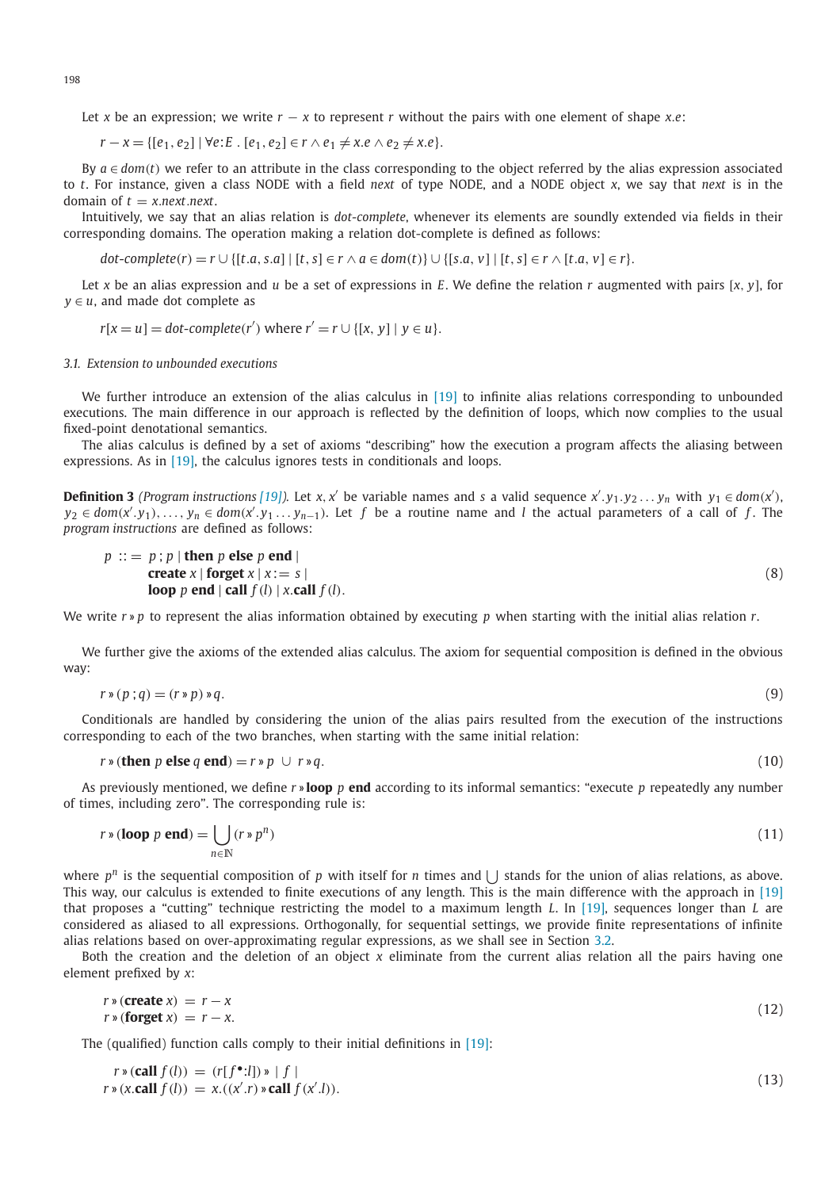Let $x$ be an expression; we write $r - x$ to represent $r$ without the pairs with one element of shape $x.e$:

$$r - x = \{[e_1, e_2] \mid \forall e{:}E \,.\, [e_1, e_2] \in r \wedge e_1 \neq x.e \wedge e_2 \neq x.e\}.$$

By $a \in dom(t)$ we refer to an attribute in the class corresponding to the object referred by the alias expression associated to $t$. For instance, given a class NODE with a field *next* of type NODE, and a NODE object $x$, we say that *next* is in the domain of $t = x.next.next$.

Intuitively, we say that an alias relation is *dot-complete*, whenever its elements are soundly extended via fields in their corresponding domains. The operation making a relation dot-complete is defined as follows:

$$dot\text{-}complete(r) = r \cup \{[t.a, s.a] \mid [t, s] \in r \wedge a \in dom(t)\} \cup \{[s.a, v] \mid [t, s] \in r \wedge [t.a, v] \in r\}.$$

Let $x$ be an alias expression and $u$ be a set of expressions in $E$. We define the relation $r$ augmented with pairs $[x, y]$, for $y \in u$, and made dot complete as

$$r[x = u] = dot\text{-}complete(r') \text{ where } r' = r \cup \{[x, y] \mid y \in u\}.$$

### 3.1. Extension to unbounded executions

We further introduce an extension of the alias calculus in [19] to infinite alias relations corresponding to unbounded executions. The main difference in our approach is reflected by the definition of loops, which now complies to the usual fixed-point denotational semantics.

The alias calculus is defined by a set of axioms "describing" how the execution a program affects the aliasing between expressions. As in [19], the calculus ignores tests in conditionals and loops.

**Definition 3** *(Program instructions [19]).* Let $x, x'$ be variable names and $s$ a valid sequence $x'.y_1.y_2 \ldots y_n$ with $y_1 \in dom(x')$, $y_2 \in dom(x'.y_1), \ldots, y_n \in dom(x'.y_1 \ldots y_{n-1})$. Let $f$ be a routine name and $l$ the actual parameters of a call of $f$. The *program instructions* are defined as follows:

$$\begin{aligned} p \; ::= \; & p \,;\, p \mid \textbf{then}\ p\ \textbf{else}\ p\ \textbf{end} \mid \\ & \textbf{create}\ x \mid \textbf{forget}\ x \mid x := s \mid \\ & \textbf{loop}\ p\ \textbf{end} \mid \textbf{call}\ f\,(l) \mid x.\textbf{call}\ f\,(l). \end{aligned} \tag{8}$$

We write $r \,»\, p$ to represent the alias information obtained by executing $p$ when starting with the initial alias relation $r$.

We further give the axioms of the extended alias calculus. The axiom for sequential composition is defined in the obvious way:

$$r \,»\, (p\,;q) = (r \,»\, p) \,»\, q. \tag{9}$$

Conditionals are handled by considering the union of the alias pairs resulted from the execution of the instructions corresponding to each of the two branches, when starting with the same initial relation:

$$r \,»\, (\textbf{then}\ p\ \textbf{else}\ q\ \textbf{end}) = r \,»\, p \;\cup\; r \,»\, q. \tag{10}$$

As previously mentioned, we define $r \,»\, \textbf{loop}\ p\ \textbf{end}$ according to its informal semantics: "execute $p$ repeatedly any number of times, including zero". The corresponding rule is:

$$r \,»\, (\textbf{loop}\ p\ \textbf{end}) = \bigcup_{n \in \mathbb{N}} (r \,»\, p^n) \tag{11}$$

where $p^n$ is the sequential composition of $p$ with itself for $n$ times and $\bigcup$ stands for the union of alias relations, as above. This way, our calculus is extended to finite executions of any length. This is the main difference with the approach in [19] that proposes a "cutting" technique restricting the model to a maximum length $L$. In [19], sequences longer than $L$ are considered as aliased to all expressions. Orthogonally, for sequential settings, we provide finite representations of infinite alias relations based on over-approximating regular expressions, as we shall see in Section 3.2.

Both the creation and the deletion of an object $x$ eliminate from the current alias relation all the pairs having one element prefixed by $x$:

$$\begin{aligned} r \,»\, (\textbf{create}\ x) &= r - x \\ r \,»\, (\textbf{forget}\ x) &= r - x. \end{aligned} \tag{12}$$

The (qualified) function calls comply to their initial definitions in [19]:

$$\begin{aligned} r \,»\, (\textbf{call}\ f\,(l)) &= (r[f^{\bullet}{:}l]) \,»\, \mid f \mid \\ r \,»\, (x.\textbf{call}\ f\,(l)) &= x.((x'.r) \,»\, \textbf{call}\ f\,(x'.l)). \end{aligned} \tag{13}$$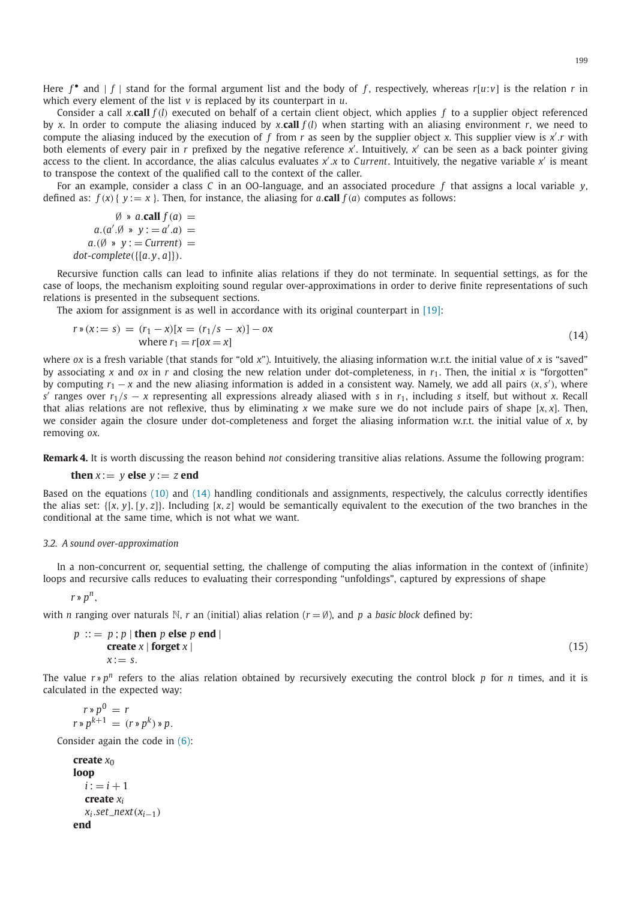Here $f^{\bullet}$ and $\mid f \mid$ stand for the formal argument list and the body of $f$, respectively, whereas $r[u{:}v]$ is the relation $r$ in which every element of the list $v$ is replaced by its counterpart in $u$.

Consider a call $x.\textbf{call}\, f(l)$ executed on behalf of a certain client object, which applies $f$ to a supplier object referenced by $x$. In order to compute the aliasing induced by $x.\textbf{call}\, f(l)$ when starting with an aliasing environment $r$, we need to compute the aliasing induced by the execution of $f$ from $r$ as seen by the supplier object $x$. This supplier view is $x'.r$ with both elements of every pair in $r$ prefixed by the negative reference $x'$. Intuitively, $x'$ can be seen as a back pointer giving access to the client. In accordance, the alias calculus evaluates $x'.x$ to $Current$. Intuitively, the negative variable $x'$ is meant to transpose the context of the qualified call to the context of the caller.

For an example, consider a class $C$ in an OO-language, and an associated procedure $f$ that assigns a local variable $y$, defined as: $f(x)\{\ y := x\ \}$. Then, for instance, the aliasing for $a.\textbf{call}\, f(a)$ computes as follows:

$$
\begin{aligned}
\emptyset \ » \ a.\textbf{call}\, f(a) &= \\
a.(a'.\emptyset \ » \ y := a'.a) &= \\
a.(\emptyset \ » \ y := Current) &= \\
\textit{dot-complete}(\{[a.y, a]\}).&
\end{aligned}
$$

Recursive function calls can lead to infinite alias relations if they do not terminate. In sequential settings, as for the case of loops, the mechanism exploiting sound regular over-approximations in order to derive finite representations of such relations is presented in the subsequent sections.

The axiom for assignment is as well in accordance with its original counterpart in [19]:

$$
\begin{aligned}
r » (x := s) \ = \ & (r_1 - x)[x = (r_1/s\ -\ x)] - ox \\
& \text{where } r_1 = r[ox = x]
\end{aligned}
\tag{14}
$$

where $ox$ is a fresh variable (that stands for "old $x$"). Intuitively, the aliasing information w.r.t. the initial value of $x$ is "saved" by associating $x$ and $ox$ in $r$ and closing the new relation under dot-completeness, in $r_1$. Then, the initial $x$ is "forgotten" by computing $r_1 - x$ and the new aliasing information is added in a consistent way. Namely, we add all pairs $(x, s')$, where $s'$ ranges over $r_1/s - x$ representing all expressions already aliased with $s$ in $r_1$, including $s$ itself, but without $x$. Recall that alias relations are not reflexive, thus by eliminating $x$ we make sure we do not include pairs of shape $[x, x]$. Then, we consider again the closure under dot-completeness and forget the aliasing information w.r.t. the initial value of $x$, by removing $ox$.

**Remark 4.** It is worth discussing the reason behind *not* considering transitive alias relations. Assume the following program:

**then** $x := y$ **else** $y := z$ **end**

Based on the equations (10) and (14) handling conditionals and assignments, respectively, the calculus correctly identifies the alias set: $\{[x, y], [y, z]\}$. Including $[x, z]$ would be semantically equivalent to the execution of the two branches in the conditional at the same time, which is not what we want.

### 3.2. A sound over-approximation

In a non-concurrent or, sequential setting, the challenge of computing the alias information in the context of (infinite) loops and recursive calls reduces to evaluating their corresponding "unfoldings", captured by expressions of shape

$$r » p^n,$$

with $n$ ranging over naturals $\mathbb{N}$, $r$ an (initial) alias relation ($r = \emptyset$), and $p$ a *basic block* defined by:

$$
\begin{aligned}
p \ ::= \ & p\,;\, p \mid \textbf{then}\ p\ \textbf{else}\ p\ \textbf{end} \mid \\
& \textbf{create}\ x \mid \textbf{forget}\ x \mid \\
& x := s.
\end{aligned}
\tag{15}
$$

The value $r » p^n$ refers to the alias relation obtained by recursively executing the control block $p$ for $n$ times, and it is calculated in the expected way:

$$
\begin{aligned}
r » p^0 &= r \\
r » p^{k+1} &= (r » p^k) » p.
\end{aligned}
$$

Consider again the code in (6):

$$
\begin{aligned}
&\textbf{create}\ x_0 \\
&\textbf{loop} \\
&\quad i := i + 1 \\
&\quad \textbf{create}\ x_i \\
&\quad x_i.set\_next(x_{i-1}) \\
&\textbf{end}
\end{aligned}
$$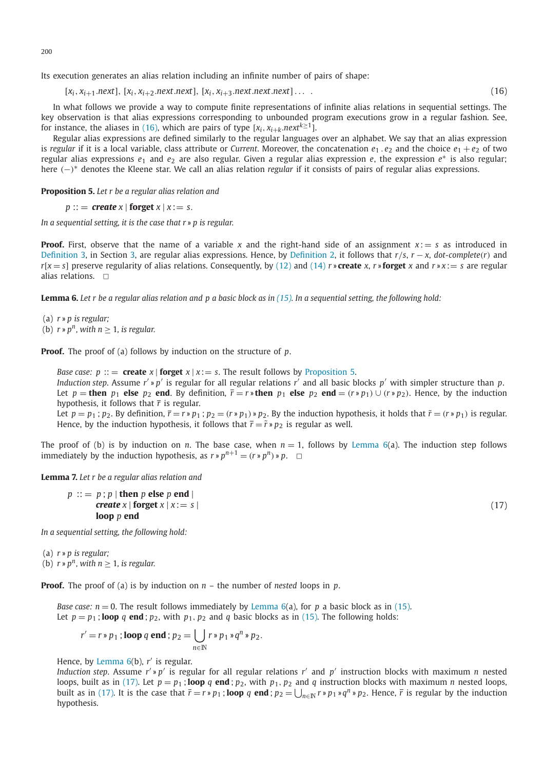Its execution generates an alias relation including an infinite number of pairs of shape:

$$[x_i, x_{i+1}.next], [x_i, x_{i+2}.next.next], [x_i, x_{i+3}.next.next.next] \ldots \quad . \tag{16}$$

In what follows we provide a way to compute finite representations of infinite alias relations in sequential settings. The key observation is that alias expressions corresponding to unbounded program executions grow in a regular fashion. See, for instance, the aliases in (16), which are pairs of type $[x_i, x_{i+k}.next^{k \geq 1}]$.

Regular alias expressions are defined similarly to the regular languages over an alphabet. We say that an alias expression is *regular* if it is a local variable, class attribute or *Current*. Moreover, the concatenation $e_1 . e_2$ and the choice $e_1 + e_2$ of two regular alias expressions $e_1$ and $e_2$ are also regular. Given a regular alias expression $e$, the expression $e^*$ is also regular; here $(-)^*$ denotes the Kleene star. We call an alias relation *regular* if it consists of pairs of regular alias expressions.

**Proposition 5.** *Let $r$ be a regular alias relation and*

$$p ::= \textbf{create } x \mid \textbf{forget } x \mid x := s.$$

*In a sequential setting, it is the case that $r \gg p$ is regular.*

**Proof.** First, observe that the name of a variable $x$ and the right-hand side of an assignment $x := s$ as introduced in Definition 3, in Section 3, are regular alias expressions. Hence, by Definition 2, it follows that $r/s$, $r - x$, *dot-complete*$(r)$ and $r[x = s]$ preserve regularity of alias relations. Consequently, by (12) and (14) $r \gg \textbf{create } x$, $r \gg \textbf{forget } x$ and $r \gg x := s$ are regular alias relations. □

**Lemma 6.** *Let $r$ be a regular alias relation and $p$ a basic block as in (15). In a sequential setting, the following hold:*

(a) *$r \gg p$ is regular;*
(b) *$r \gg p^n$, with $n \geq 1$, is regular.*

**Proof.** The proof of (a) follows by induction on the structure of $p$.

*Base case:* $p ::= \textbf{create } x \mid \textbf{forget } x \mid x := s$. The result follows by Proposition 5.
*Induction step.* Assume $r' \gg p'$ is regular for all regular relations $r'$ and all basic blocks $p'$ with simpler structure than $p$. Let $p = \textbf{then } p_1 \textbf{ else } p_2 \textbf{ end}$. By definition, $\bar{r} = r \gg \textbf{then } p_1 \textbf{ else } p_2 \textbf{ end} = (r \gg p_1) \cup (r \gg p_2)$. Hence, by the induction hypothesis, it follows that $\bar{r}$ is regular.
Let $p = p_1 ; p_2$. By definition, $\bar{r} = r \gg p_1 ; p_2 = (r \gg p_1) \gg p_2$. By the induction hypothesis, it holds that $\tilde{r} = (r \gg p_1)$ is regular. Hence, by the induction hypothesis, it follows that $\bar{r} = \tilde{r} \gg p_2$ is regular as well.

The proof of (b) is by induction on $n$. The base case, when $n = 1$, follows by Lemma 6(a). The induction step follows immediately by the induction hypothesis, as $r \gg p^{n+1} = (r \gg p^n) \gg p$. □

**Lemma 7.** *Let $r$ be a regular alias relation and*

$$\begin{aligned} p \; ::= \; & p ; p \mid \textbf{then } p \textbf{ else } p \textbf{ end} \mid \\ & \textbf{create } x \mid \textbf{forget } x \mid x := s \mid \\ & \textbf{loop } p \textbf{ end} \end{aligned} \tag{17}$$

*In a sequential setting, the following hold:*

(a) *$r \gg p$ is regular;*
(b) *$r \gg p^n$, with $n \geq 1$, is regular.*

**Proof.** The proof of (a) is by induction on $n$ – the number of *nested* loops in $p$.

*Base case:* $n = 0$. The result follows immediately by Lemma 6(a), for $p$ a basic block as in (15).
Let $p = p_1 ; \textbf{loop } q \textbf{ end} ; p_2$, with $p_1, p_2$ and $q$ basic blocks as in (15). The following holds:

$$r' = r \gg p_1 ; \textbf{loop } q \textbf{ end} ; p_2 = \bigcup_{n \in \mathbb{N}} r \gg p_1 \gg q^n \gg p_2.$$

Hence, by Lemma 6(b), $r'$ is regular.
*Induction step.* Assume $r' \gg p'$ is regular for all regular relations $r'$ and $p'$ instruction blocks with maximum $n$ nested loops, built as in (17). Let $p = p_1 ; \textbf{loop } q \textbf{ end} ; p_2$, with $p_1, p_2$ and $q$ instruction blocks with maximum $n$ nested loops, built as in (17). It is the case that $\bar{r} = r \gg p_1 ; \textbf{loop } q \textbf{ end} ; p_2 = \bigcup_{n \in \mathbb{N}} r \gg p_1 \gg q^n \gg p_2$. Hence, $\bar{r}$ is regular by the induction hypothesis.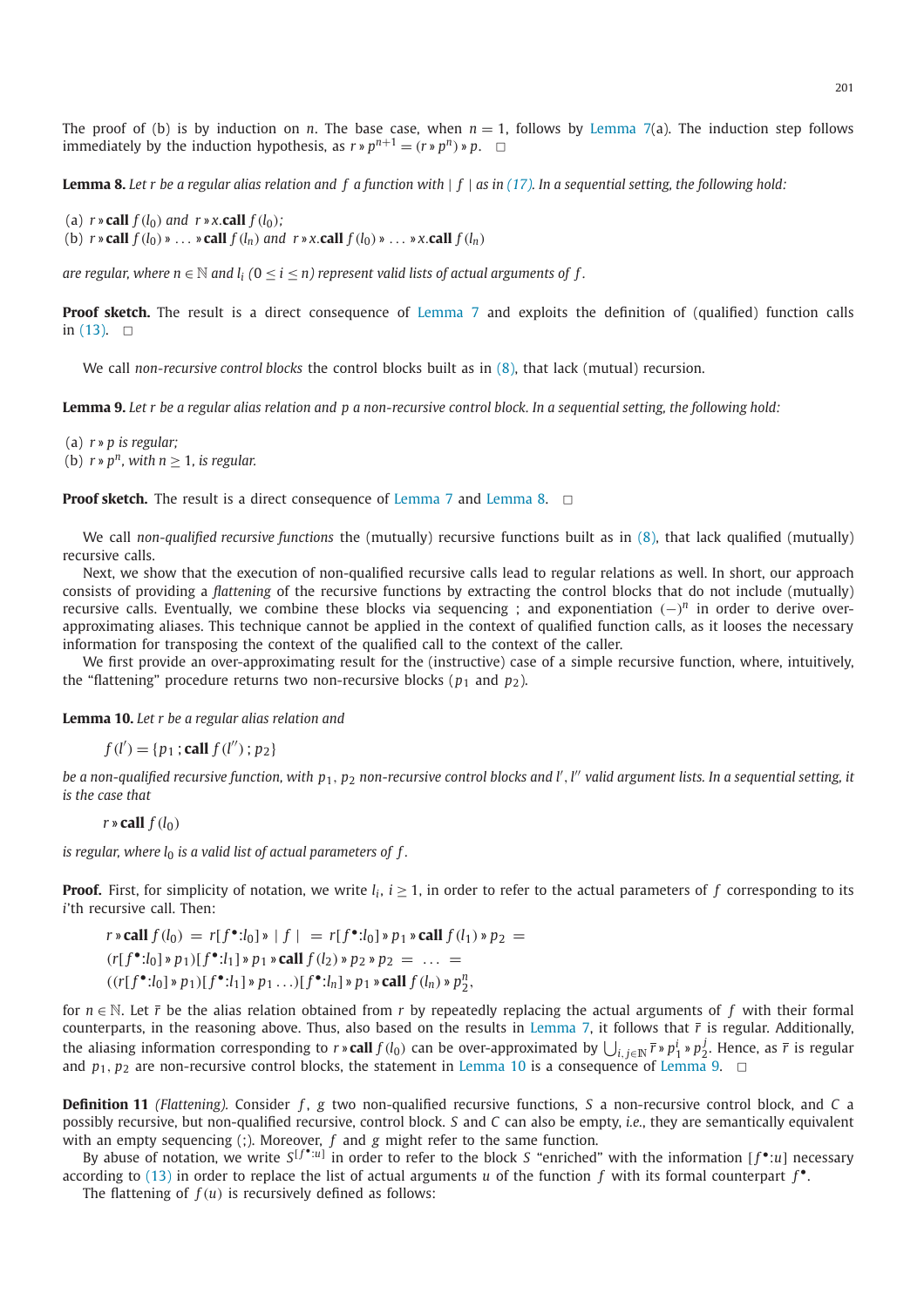The proof of (b) is by induction on $n$. The base case, when $n = 1$, follows by Lemma 7(a). The induction step follows immediately by the induction hypothesis, as $r \gg p^{n+1} = (r \gg p^n) \gg p$. $\square$

**Lemma 8.** *Let $r$ be a regular alias relation and $f$ a function with $|\ f\ |$ as in (17). In a sequential setting, the following hold:*

(a) $r \gg \textbf{call}\ f(l_0)$ *and* $r \gg x.\textbf{call}\ f(l_0)$*;*
(b) $r \gg \textbf{call}\ f(l_0) \gg \ldots \gg \textbf{call}\ f(l_n)$ *and* $r \gg x.\textbf{call}\ f(l_0) \gg \ldots \gg x.\textbf{call}\ f(l_n)$

*are regular, where $n \in \mathbb{N}$ and $l_i$ $(0 \le i \le n)$ represent valid lists of actual arguments of $f$.*

**Proof sketch.** The result is a direct consequence of Lemma 7 and exploits the definition of (qualified) function calls in (13). $\square$

We call *non-recursive control blocks* the control blocks built as in (8), that lack (mutual) recursion.

**Lemma 9.** *Let $r$ be a regular alias relation and $p$ a non-recursive control block. In a sequential setting, the following hold:*

(a) $r \gg p$ *is regular;*
(b) $r \gg p^n$*, with $n \ge 1$, is regular.*

**Proof sketch.** The result is a direct consequence of Lemma 7 and Lemma 8. $\square$

We call *non-qualified recursive functions* the (mutually) recursive functions built as in (8), that lack qualified (mutually) recursive calls.

Next, we show that the execution of non-qualified recursive calls lead to regular relations as well. In short, our approach consists of providing a *flattening* of the recursive functions by extracting the control blocks that do not include (mutually) recursive calls. Eventually, we combine these blocks via sequencing ; and exponentiation $(-)^n$ in order to derive over-approximating aliases. This technique cannot be applied in the context of qualified function calls, as it looses the necessary information for transposing the context of the qualified call to the context of the caller.

We first provide an over-approximating result for the (instructive) case of a simple recursive function, where, intuitively, the "flattening" procedure returns two non-recursive blocks ($p_1$ and $p_2$).

**Lemma 10.** *Let $r$ be a regular alias relation and*

$$f(l') = \{p_1\, ;\, \textbf{call}\ f(l'')\, ;\, p_2\}$$

*be a non-qualified recursive function, with $p_1, p_2$ non-recursive control blocks and $l', l''$ valid argument lists. In a sequential setting, it is the case that*

$$r \gg \textbf{call}\ f(l_0)$$

*is regular, where $l_0$ is a valid list of actual parameters of $f$.*

**Proof.** First, for simplicity of notation, we write $l_i$, $i \ge 1$, in order to refer to the actual parameters of $f$ corresponding to its $i$'th recursive call. Then:

$$\begin{aligned}
&r \gg \textbf{call}\ f(l_0)\ =\ r[f^{\bullet}{:}l_0] \gg |\ f\ |\ =\ r[f^{\bullet}{:}l_0] \gg p_1 \gg \textbf{call}\ f(l_1) \gg p_2\ =\\
&(r[f^{\bullet}{:}l_0] \gg p_1)[f^{\bullet}{:}l_1] \gg p_1 \gg \textbf{call}\ f(l_2) \gg p_2 \gg p_2\ =\ \ldots\ =\\
&((r[f^{\bullet}{:}l_0] \gg p_1)[f^{\bullet}{:}l_1] \gg p_1 \ldots)[f^{\bullet}{:}l_n] \gg p_1 \gg \textbf{call}\ f(l_n) \gg p_2^n,
\end{aligned}$$

for $n \in \mathbb{N}$. Let $\bar{r}$ be the alias relation obtained from $r$ by repeatedly replacing the actual arguments of $f$ with their formal counterparts, in the reasoning above. Thus, also based on the results in Lemma 7, it follows that $\bar{r}$ is regular. Additionally, the aliasing information corresponding to $r \gg \textbf{call}\ f(l_0)$ can be over-approximated by $\bigcup_{i,j \in \mathbb{N}} \bar{r} \gg p_1^i \gg p_2^j$. Hence, as $\bar{r}$ is regular and $p_1, p_2$ are non-recursive control blocks, the statement in Lemma 10 is a consequence of Lemma 9. $\square$

**Definition 11** *(Flattening).* Consider $f, g$ two non-qualified recursive functions, $S$ a non-recursive control block, and $C$ a possibly recursive, but non-qualified recursive, control block. $S$ and $C$ can also be empty, *i.e.*, they are semantically equivalent with an empty sequencing (;). Moreover, $f$ and $g$ might refer to the same function.

By abuse of notation, we write $S^{[f^{\bullet}:u]}$ in order to refer to the block $S$ "enriched" with the information $[f^{\bullet}{:}u]$ necessary according to (13) in order to replace the list of actual arguments $u$ of the function $f$ with its formal counterpart $f^{\bullet}$.

The flattening of $f(u)$ is recursively defined as follows: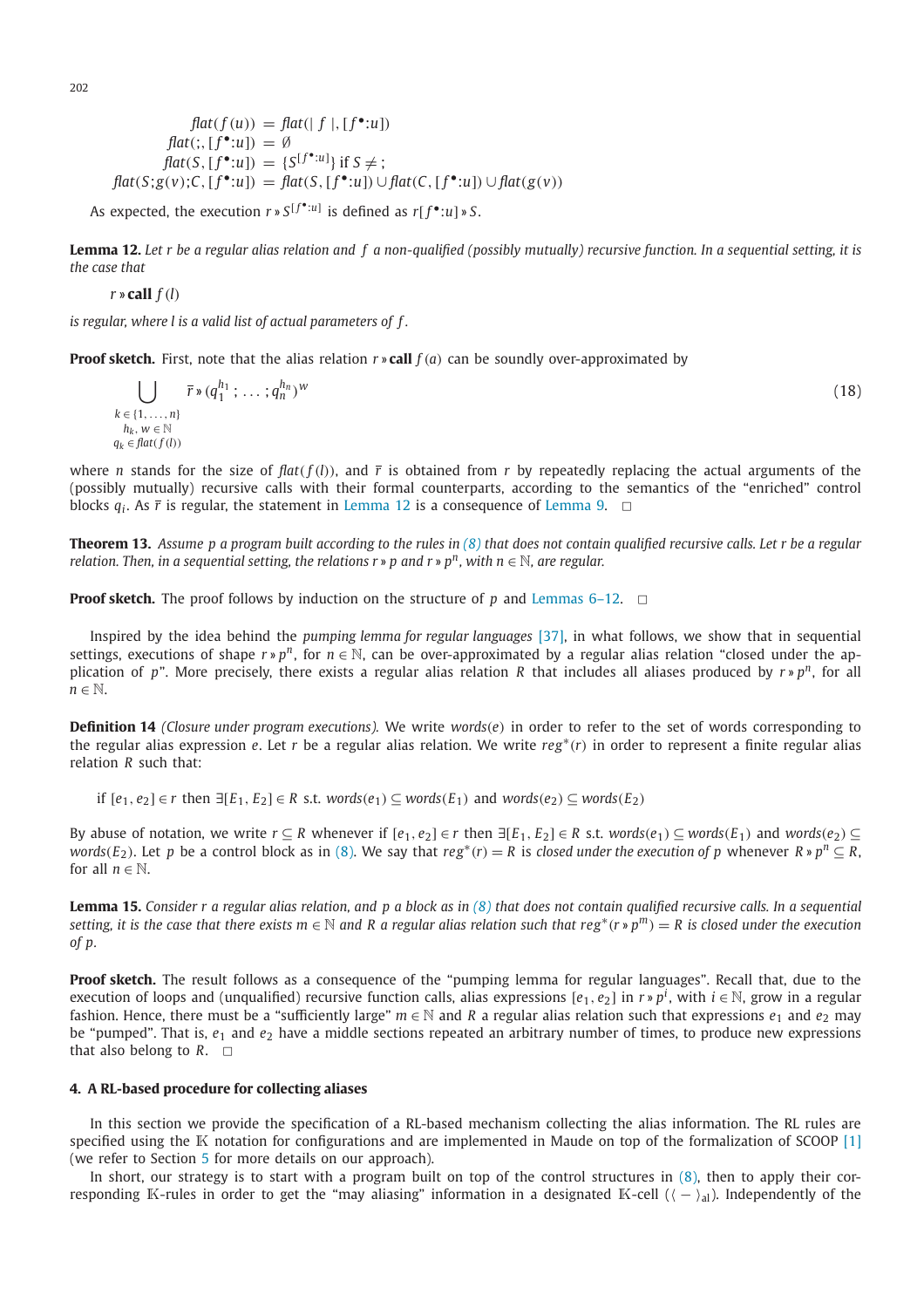$$
\begin{aligned}
flat(f(u)) &= flat(|\, f\,|, [f^{\bullet}{:}u]) \\
flat(;, [f^{\bullet}{:}u]) &= \emptyset \\
flat(S, [f^{\bullet}{:}u]) &= \{S^{[f^{\bullet}:u]}\} \text{ if } S \neq ; \\
flat(S;g(v);C, [f^{\bullet}{:}u]) &= flat(S, [f^{\bullet}{:}u]) \cup flat(C, [f^{\bullet}{:}u]) \cup flat(g(v))
\end{aligned}
$$

As expected, the execution $r \,»\, S^{[f^{\bullet}:u]}$ is defined as $r[f^{\bullet}{:}u] \,»\, S$.

**Lemma 12.** *Let $r$ be a regular alias relation and $f$ a non-qualified (possibly mutually) recursive function. In a sequential setting, it is the case that*

$r \,»\, \textbf{call}\ f(l)$

*is regular, where $l$ is a valid list of actual parameters of $f$.*

**Proof sketch.** First, note that the alias relation $r \,»\, \textbf{call}\ f(a)$ can be soundly over-approximated by

$$
\bigcup_{\substack{k \in \{1,\ldots,n\} \\ h_k,\, w \in \mathbb{N} \\ q_k \in flat(f(l))}} \bar{r} \,»\, (q_1^{h_1}\,;\,\ldots\,;q_n^{h_n})^w \tag{18}
$$

where $n$ stands for the size of $flat(f(l))$, and $\bar{r}$ is obtained from $r$ by repeatedly replacing the actual arguments of the (possibly mutually) recursive calls with their formal counterparts, according to the semantics of the "enriched" control blocks $q_i$. As $\bar{r}$ is regular, the statement in Lemma 12 is a consequence of Lemma 9. □

**Theorem 13.** *Assume $p$ a program built according to the rules in (8) that does not contain qualified recursive calls. Let $r$ be a regular relation. Then, in a sequential setting, the relations $r \,»\, p$ and $r \,»\, p^n$, with $n \in \mathbb{N}$, are regular.*

**Proof sketch.** The proof follows by induction on the structure of $p$ and Lemmas 6–12. □

Inspired by the idea behind the *pumping lemma for regular languages* [37], in what follows, we show that in sequential settings, executions of shape $r \,»\, p^n$, for $n \in \mathbb{N}$, can be over-approximated by a regular alias relation "closed under the application of $p$". More precisely, there exists a regular alias relation $R$ that includes all aliases produced by $r \,»\, p^n$, for all $n \in \mathbb{N}$.

**Definition 14** *(Closure under program executions).* We write *words*$(e)$ in order to refer to the set of words corresponding to the regular alias expression $e$. Let $r$ be a regular alias relation. We write $reg^*(r)$ in order to represent a finite regular alias relation $R$ such that:

if $[e_1, e_2] \in r$ then $\exists [E_1, E_2] \in R$ s.t. $words(e_1) \subseteq words(E_1)$ and $words(e_2) \subseteq words(E_2)$

By abuse of notation, we write $r \subseteq R$ whenever if $[e_1, e_2] \in r$ then $\exists [E_1, E_2] \in R$ s.t. $words(e_1) \subseteq words(E_1)$ and $words(e_2) \subseteq words(E_2)$. Let $p$ be a control block as in (8). We say that $reg^*(r) = R$ is *closed under the execution of* $p$ whenever $R \,»\, p^n \subseteq R$, for all $n \in \mathbb{N}$.

**Lemma 15.** *Consider $r$ a regular alias relation, and $p$ a block as in (8) that does not contain qualified recursive calls. In a sequential setting, it is the case that there exists $m \in \mathbb{N}$ and $R$ a regular alias relation such that $reg^*(r \,»\, p^m) = R$ is closed under the execution of $p$.*

**Proof sketch.** The result follows as a consequence of the "pumping lemma for regular languages". Recall that, due to the execution of loops and (unqualified) recursive function calls, alias expressions $[e_1, e_2]$ in $r \,»\, p^i$, with $i \in \mathbb{N}$, grow in a regular fashion. Hence, there must be a "sufficiently large" $m \in \mathbb{N}$ and $R$ a regular alias relation such that expressions $e_1$ and $e_2$ may be "pumped". That is, $e_1$ and $e_2$ have a middle sections repeated an arbitrary number of times, to produce new expressions that also belong to $R$. □

## 4. A RL-based procedure for collecting aliases

In this section we provide the specification of a RL-based mechanism collecting the alias information. The RL rules are specified using the $\mathbb{K}$ notation for configurations and are implemented in Maude on top of the formalization of SCOOP [1] (we refer to Section 5 for more details on our approach).

In short, our strategy is to start with a program built on top of the control structures in (8), then to apply their corresponding $\mathbb{K}$-rules in order to get the "may aliasing" information in a designated $\mathbb{K}$-cell ($\langle - \rangle_{\text{al}}$). Independently of the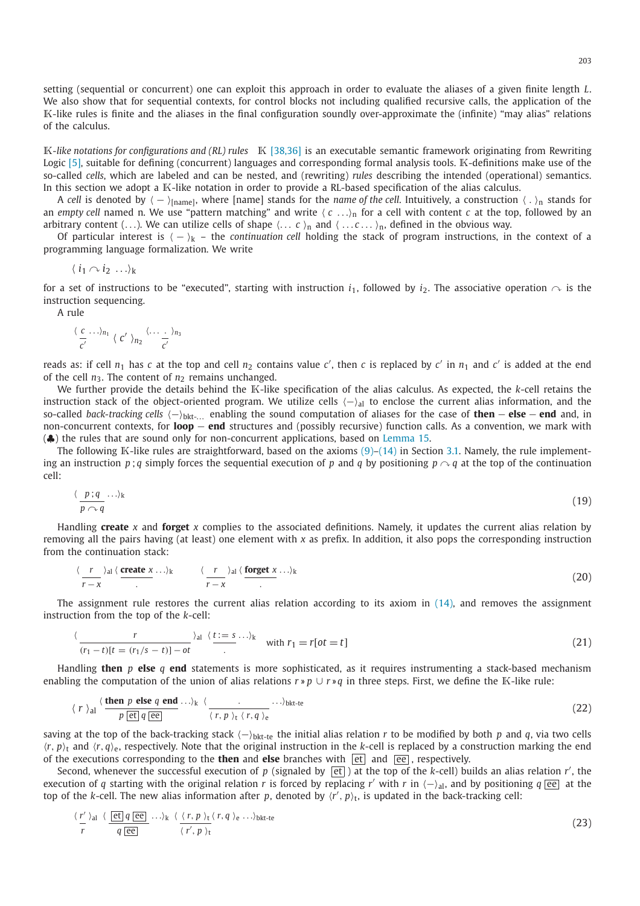setting (sequential or concurrent) one can exploit this approach in order to evaluate the aliases of a given finite length $L$. We also show that for sequential contexts, for control blocks not including qualified recursive calls, the application of the $\mathbb{K}$-like rules is finite and the aliases in the final configuration soundly over-approximate the (infinite) "may alias" relations of the calculus.

*$\mathbb{K}$-like notations for configurations and (RL) rules* $\mathbb{K}$ [38,36] is an executable semantic framework originating from Rewriting Logic [5], suitable for defining (concurrent) languages and corresponding formal analysis tools. $\mathbb{K}$-definitions make use of the so-called *cells*, which are labeled and can be nested, and (rewriting) *rules* describing the intended (operational) semantics. In this section we adopt a $\mathbb{K}$-like notation in order to provide a RL-based specification of the alias calculus.

A *cell* is denoted by $\langle - \rangle_{[\text{name}]}$, where [name] stands for the *name of the cell*. Intuitively, a construction $\langle\, . \,\rangle_{\mathsf{n}}$ stands for an *empty cell* named n. We use "pattern matching" and write $\langle\, c\, \ldots\rangle_{\mathsf{n}}$ for a cell with content $c$ at the top, followed by an arbitrary content $(\ldots)$. We can utilize cells of shape $\langle \ldots\, c\, \rangle_{\mathsf{n}}$ and $\langle\, \ldots c \ldots\, \rangle_{\mathsf{n}}$, defined in the obvious way.

Of particular interest is $\langle - \rangle_{\mathsf{k}}$ – the *continuation cell* holding the stack of program instructions, in the context of a programming language formalization. We write

$$\langle\, i_1 \curvearrowright i_2\, \ldots\rangle_{\mathsf{k}}$$

for a set of instructions to be "executed", starting with instruction $i_1$, followed by $i_2$. The associative operation $\curvearrowright$ is the instruction sequencing.

A rule

$$\langle\, \frac{c}{c'}\, \ldots\rangle_{n_1}\ \langle\, c'\, \rangle_{n_2}\ \langle \ldots\, \frac{\cdot}{c'}\, \rangle_{n_3}$$

reads as: if cell $n_1$ has $c$ at the top and cell $n_2$ contains value $c'$, then $c$ is replaced by $c'$ in $n_1$ and $c'$ is added at the end of the cell $n_3$. The content of $n_2$ remains unchanged.

We further provide the details behind the $\mathbb{K}$-like specification of the alias calculus. As expected, the $k$-cell retains the instruction stack of the object-oriented program. We utilize cells $\langle - \rangle_{\mathsf{al}}$ to enclose the current alias information, and the so-called *back-tracking cells* $\langle - \rangle_{\mathsf{bkt}\text{-}\ldots}$ enabling the sound computation of aliases for the case of **then** – **else** – **end** and, in non-concurrent contexts, for **loop** – **end** structures and (possibly recursive) function calls. As a convention, we mark with (♣) the rules that are sound only for non-concurrent applications, based on Lemma 15.

The following $\mathbb{K}$-like rules are straightforward, based on the axioms (9)–(14) in Section 3.1. Namely, the rule implementing an instruction $p\,;q$ simply forces the sequential execution of $p$ and $q$ by positioning $p \curvearrowright q$ at the top of the continuation cell:

$$\langle\, \frac{p\,;q}{p \curvearrowright q}\, \ldots\rangle_{\mathsf{k}} \tag{19}$$

Handling **create** $x$ and **forget** $x$ complies to the associated definitions. Namely, it updates the current alias relation by removing all the pairs having (at least) one element with $x$ as prefix. In addition, it also pops the corresponding instruction from the continuation stack:

$$\langle\, \frac{r}{r-x}\, \rangle_{\mathsf{al}}\ \langle\, \frac{\textbf{create}\ x}{\cdot}\, \ldots\rangle_{\mathsf{k}} \qquad \langle\, \frac{r}{r-x}\, \rangle_{\mathsf{al}}\ \langle\, \frac{\textbf{forget}\ x}{\cdot}\, \ldots\rangle_{\mathsf{k}} \tag{20}$$

The assignment rule restores the current alias relation according to its axiom in (14), and removes the assignment instruction from the top of the $k$-cell:

$$\langle\, \frac{r}{(r_1 - t)[t = (r_1/s - t)] - ot}\, \rangle_{\mathsf{al}}\ \langle\, \frac{t := s}{\cdot}\, \ldots\rangle_{\mathsf{k}} \quad \text{with } r_1 = r[ot = t] \tag{21}$$

Handling **then** $p$ **else** $q$ **end** statements is more sophisticated, as it requires instrumenting a stack-based mechanism enabling the computation of the union of alias relations $r \gg p \cup r \gg q$ in three steps. First, we define the $\mathbb{K}$-like rule:

$$\langle\, r\, \rangle_{\mathsf{al}}\ \langle\, \frac{\textbf{then}\ p\ \textbf{else}\ q\ \textbf{end}}{p\ \boxed{\mathsf{et}}\ q\ \boxed{\mathsf{ee}}}\, \ldots\rangle_{\mathsf{k}}\ \langle\, \frac{\cdot}{\langle r, p\rangle_{\mathsf{t}}\ \langle r, q\rangle_{\mathsf{e}}}\, \ldots\rangle_{\mathsf{bkt\text{-}te}} \tag{22}$$

saving at the top of the back-tracking stack $\langle - \rangle_{\mathsf{bkt\text{-}te}}$ the initial alias relation $r$ to be modified by both $p$ and $q$, via two cells $\langle r, p\rangle_{\mathsf{t}}$ and $\langle r, q\rangle_{\mathsf{e}}$, respectively. Note that the original instruction in the $k$-cell is replaced by a construction marking the end of the executions corresponding to the **then** and **else** branches with $\boxed{\mathsf{et}}$ and $\boxed{\mathsf{ee}}$, respectively.

Second, whenever the successful execution of $p$ (signaled by $\boxed{\mathsf{et}}$ at the top of the $k$-cell) builds an alias relation $r'$, the execution of $q$ starting with the original relation $r$ is forced by replacing $r'$ with $r$ in $\langle - \rangle_{\mathsf{al}}$, and by positioning $q\ \boxed{\mathsf{ee}}$ at the top of the $k$-cell. The new alias information after $p$, denoted by $\langle r', p\rangle_{\mathsf{t}}$, is updated in the back-tracking cell:

$$\langle\, \frac{r'}{r}\, \rangle_{\mathsf{al}}\ \langle\, \frac{\boxed{\mathsf{et}}\ q\ \boxed{\mathsf{ee}}}{q\ \boxed{\mathsf{ee}}}\, \ldots\rangle_{\mathsf{k}}\ \langle\, \frac{\langle r, p\rangle_{\mathsf{t}}}{\langle r', p\rangle_{\mathsf{t}}}\ \langle r, q\rangle_{\mathsf{e}}\, \ldots\rangle_{\mathsf{bkt\text{-}te}} \tag{23}$$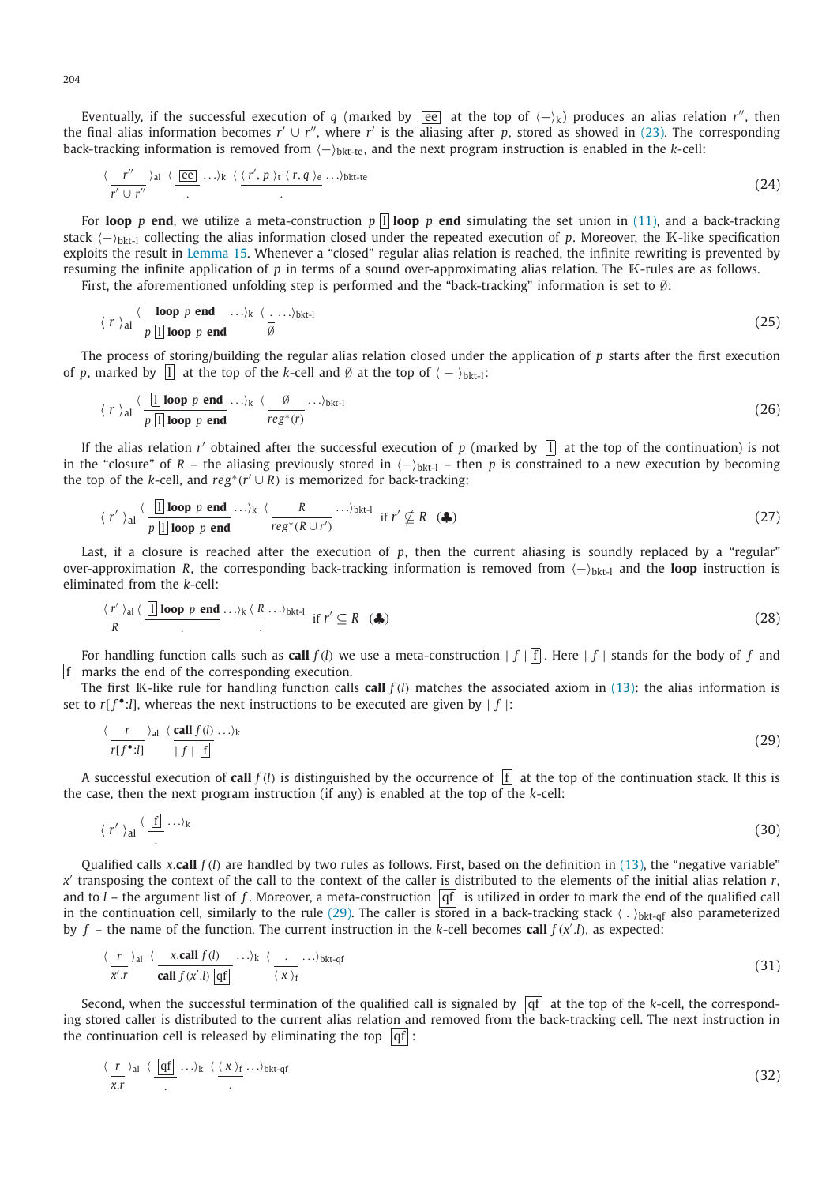Eventually, if the successful execution of $q$ (marked by $\boxed{\text{ee}}$ at the top of $\langle - \rangle_{\text{k}}$) produces an alias relation $r''$, then the final alias information becomes $r' \cup r''$, where $r'$ is the aliasing after $p$, stored as showed in (23). The corresponding back-tracking information is removed from $\langle - \rangle_{\text{bkt-te}}$, and the next program instruction is enabled in the $k$-cell:

$$\langle \frac{r''}{r' \cup r''} \rangle_{\text{al}} \; \langle \frac{\boxed{\text{ee}}}{.} \ldots \rangle_{\text{k}} \; \langle \frac{\langle r', p \rangle_{\text{t}} \; \langle r, q \rangle_{\text{e}}}{.} \ldots \rangle_{\text{bkt-te}} \tag{24}$$

For **loop** $p$ **end**, we utilize a meta-construction $p \; \boxed{\text{l}} \; \textbf{loop} \; p \; \textbf{end}$ simulating the set union in (11), and a back-tracking stack $\langle - \rangle_{\text{bkt-l}}$ collecting the alias information closed under the repeated execution of $p$. Moreover, the $\mathbb{K}$-like specification exploits the result in Lemma 15. Whenever a "closed" regular alias relation is reached, the infinite rewriting is prevented by resuming the infinite application of $p$ in terms of a sound over-approximating alias relation. The $\mathbb{K}$-rules are as follows.

First, the aforementioned unfolding step is performed and the "back-tracking" information is set to $\emptyset$:

$$\langle \; r \; \rangle_{\text{al}} \; \langle \frac{\textbf{loop} \; p \; \textbf{end}}{p \; \boxed{\text{l}} \; \textbf{loop} \; p \; \textbf{end}} \ldots \rangle_{\text{k}} \; \langle \frac{.}{\emptyset} \ldots \rangle_{\text{bkt-l}} \tag{25}$$

The process of storing/building the regular alias relation closed under the application of $p$ starts after the first execution of $p$, marked by $\boxed{\text{l}}$ at the top of the $k$-cell and $\emptyset$ at the top of $\langle - \rangle_{\text{bkt-l}}$:

$$\langle \; r \; \rangle_{\text{al}} \; \langle \frac{\boxed{\text{l}} \; \textbf{loop} \; p \; \textbf{end}}{p \; \boxed{\text{l}} \; \textbf{loop} \; p \; \textbf{end}} \ldots \rangle_{\text{k}} \; \langle \frac{\emptyset}{reg^*(r)} \ldots \rangle_{\text{bkt-l}} \tag{26}$$

If the alias relation $r'$ obtained after the successful execution of $p$ (marked by $\boxed{\text{l}}$ at the top of the continuation) is not in the "closure" of $R$ – the aliasing previously stored in $\langle - \rangle_{\text{bkt-l}}$ – then $p$ is constrained to a new execution by becoming the top of the $k$-cell, and $reg^*(r' \cup R)$ is memorized for back-tracking:

$$\langle \; r' \; \rangle_{\text{al}} \; \langle \frac{\boxed{\text{l}} \; \textbf{loop} \; p \; \textbf{end}}{p \; \boxed{\text{l}} \; \textbf{loop} \; p \; \textbf{end}} \ldots \rangle_{\text{k}} \; \langle \frac{R}{reg^*(R \cup r')} \ldots \rangle_{\text{bkt-l}} \;\; \text{if } r' \not\subseteq R \quad (\clubsuit) \tag{27}$$

Last, if a closure is reached after the execution of $p$, then the current aliasing is soundly replaced by a "regular" over-approximation $R$, the corresponding back-tracking information is removed from $\langle - \rangle_{\text{bkt-l}}$ and the **loop** instruction is eliminated from the $k$-cell:

$$\langle \frac{r'}{R} \rangle_{\text{al}} \; \langle \frac{\boxed{\text{l}} \; \textbf{loop} \; p \; \textbf{end}}{.} \ldots \rangle_{\text{k}} \; \langle \frac{R}{.} \ldots \rangle_{\text{bkt-l}} \;\; \text{if } r' \subseteq R \quad (\clubsuit) \tag{28}$$

For handling function calls such as **call** $f(l)$ we use a meta-construction $\mid f \mid \boxed{\text{f}}$. Here $\mid f \mid$ stands for the body of $f$ and $\boxed{\text{f}}$ marks the end of the corresponding execution.

The first $\mathbb{K}$-like rule for handling function calls **call** $f(l)$ matches the associated axiom in (13): the alias information is set to $r[f^\bullet{:}l]$, whereas the next instructions to be executed are given by $\mid f \mid$:

$$\langle \frac{r}{r[f^\bullet{:}l]} \rangle_{\text{al}} \; \langle \frac{\textbf{call} \; f(l)}{\mid f \mid \; \boxed{\text{f}}} \ldots \rangle_{\text{k}} \tag{29}$$

A successful execution of **call** $f(l)$ is distinguished by the occurrence of $\boxed{\text{f}}$ at the top of the continuation stack. If this is the case, then the next program instruction (if any) is enabled at the top of the $k$-cell:

$$\langle \; r' \; \rangle_{\text{al}} \; \langle \frac{\boxed{\text{f}}}{.} \ldots \rangle_{\text{k}} \tag{30}$$

Qualified calls $x.$**call** $f(l)$ are handled by two rules as follows. First, based on the definition in (13), the "negative variable" $x'$ transposing the context of the call to the context of the caller is distributed to the elements of the initial alias relation $r$, and to $l$ – the argument list of $f$. Moreover, a meta-construction $\boxed{\text{qf}}$ is utilized in order to mark the end of the qualified call in the continuation cell, similarly to the rule (29). The caller is stored in a back-tracking stack $\langle \, . \, \rangle_{\text{bkt-qf}}$ also parameterized by $f$ – the name of the function. The current instruction in the $k$-cell becomes **call** $f(x'.l)$, as expected:

$$\langle \frac{r}{x'.r} \rangle_{\text{al}} \; \langle \frac{x.\textbf{call} \; f(l)}{\textbf{call} \; f(x'.l) \; \boxed{\text{qf}}} \ldots \rangle_{\text{k}} \; \langle \frac{.}{\langle \, x \, \rangle_{\text{f}}} \ldots \rangle_{\text{bkt-qf}} \tag{31}$$

Second, when the successful termination of the qualified call is signaled by $\boxed{\text{qf}}$ at the top of the $k$-cell, the corresponding stored caller is distributed to the current alias relation and removed from the back-tracking cell. The next instruction in the continuation cell is released by eliminating the top $\boxed{\text{qf}}$:

$$\langle \frac{r}{x.r} \rangle_{\text{al}} \; \langle \frac{\boxed{\text{qf}}}{.} \ldots \rangle_{\text{k}} \; \langle \frac{\langle \, x \, \rangle_{\text{f}}}{.} \ldots \rangle_{\text{bkt-qf}} \tag{32}$$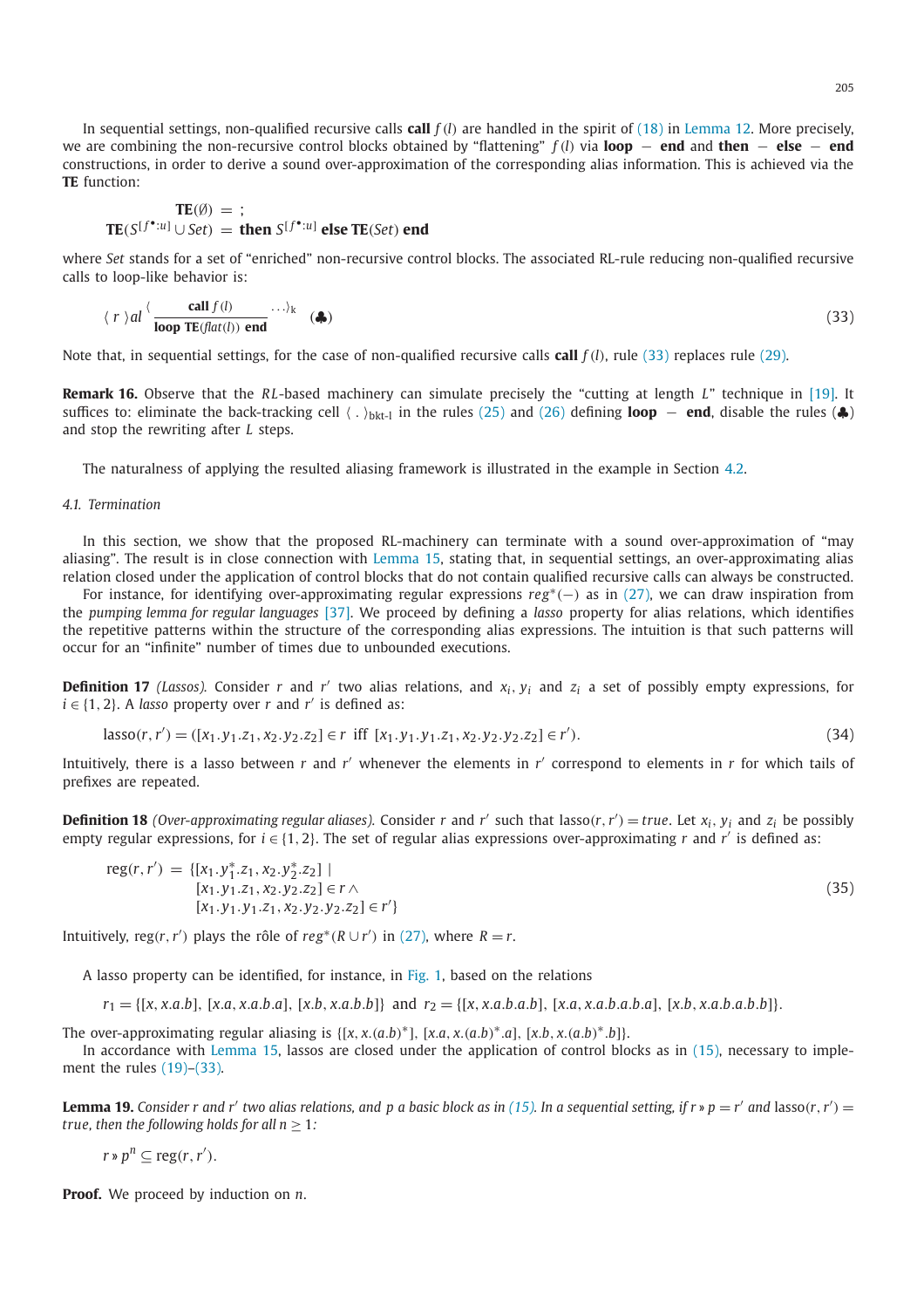In sequential settings, non-qualified recursive calls **call** $f(l)$ are handled in the spirit of (18) in Lemma 12. More precisely, we are combining the non-recursive control blocks obtained by "flattening" $f(l)$ via **loop** − **end** and **then** − **else** − **end** constructions, in order to derive a sound over-approximation of the corresponding alias information. This is achieved via the **TE** function:

$$\mathbf{TE}(\emptyset) = ;$$
$$\mathbf{TE}(S^{[f^\bullet:u]} \cup Set) = \mathbf{then}\ S^{[f^\bullet:u]}\ \mathbf{else}\ \mathbf{TE}(Set)\ \mathbf{end}$$

where *Set* stands for a set of "enriched" non-recursive control blocks. The associated RL-rule reducing non-qualified recursive calls to loop-like behavior is:

$$\langle\ r\ \rangle al\ \langle \frac{\mathbf{call}\ f(l)}{\mathbf{loop}\ \mathbf{TE}(flat(l))\ \mathbf{end}} \ldots \rangle_k \quad (\clubsuit) \tag{33}$$

Note that, in sequential settings, for the case of non-qualified recursive calls **call** $f(l)$, rule (33) replaces rule (29).

**Remark 16.** Observe that the $RL$-based machinery can simulate precisely the "cutting at length $L$" technique in [19]. It suffices to: eliminate the back-tracking cell $\langle\ .\ \rangle_{\text{bkt-l}}$ in the rules (25) and (26) defining **loop** − **end**, disable the rules ($\clubsuit$) and stop the rewriting after $L$ steps.

The naturalness of applying the resulted aliasing framework is illustrated in the example in Section 4.2.

### 4.1. Termination

In this section, we show that the proposed RL-machinery can terminate with a sound over-approximation of "may aliasing". The result is in close connection with Lemma 15, stating that, in sequential settings, an over-approximating alias relation closed under the application of control blocks that do not contain qualified recursive calls can always be constructed.

For instance, for identifying over-approximating regular expressions $reg^*(-)$ as in (27), we can draw inspiration from the *pumping lemma for regular languages* [37]. We proceed by defining a *lasso* property for alias relations, which identifies the repetitive patterns within the structure of the corresponding alias expressions. The intuition is that such patterns will occur for an "infinite" number of times due to unbounded executions.

**Definition 17** *(Lassos).* Consider $r$ and $r'$ two alias relations, and $x_i$, $y_i$ and $z_i$ a set of possibly empty expressions, for $i \in \{1, 2\}$. A *lasso* property over $r$ and $r'$ is defined as:

$$\text{lasso}(r, r') = ([x_1.y_1.z_1, x_2.y_2.z_2] \in r \text{ iff } [x_1.y_1.y_1.z_1, x_2.y_2.y_2.z_2] \in r'). \tag{34}$$

Intuitively, there is a lasso between $r$ and $r'$ whenever the elements in $r'$ correspond to elements in $r$ for which tails of prefixes are repeated.

**Definition 18** *(Over-approximating regular aliases).* Consider $r$ and $r'$ such that $\text{lasso}(r, r') = true$. Let $x_i$, $y_i$ and $z_i$ be possibly empty regular expressions, for $i \in \{1, 2\}$. The set of regular alias expressions over-approximating $r$ and $r'$ is defined as:

$$\begin{aligned} \text{reg}(r, r') = \{&[x_1.y_1^*.z_1, x_2.y_2^*.z_2] \mid \\ &[x_1.y_1.z_1, x_2.y_2.z_2] \in r \wedge \\ &[x_1.y_1.y_1.z_1, x_2.y_2.y_2.z_2] \in r'\} \end{aligned} \tag{35}$$

Intuitively, $\text{reg}(r, r')$ plays the rôle of $reg^*(R \cup r')$ in (27), where $R = r$.

A lasso property can be identified, for instance, in Fig. 1, based on the relations

$$r_1 = \{[x, x.a.b], [x.a, x.a.b.a], [x.b, x.a.b.b]\} \text{ and } r_2 = \{[x, x.a.b.a.b], [x.a, x.a.b.a.b.a], [x.b, x.a.b.a.b.b]\}.$$

The over-approximating regular aliasing is $\{[x, x.(a.b)^*], [x.a, x.(a.b)^*.a], [x.b, x.(a.b)^*.b]\}$.

In accordance with Lemma 15, lassos are closed under the application of control blocks as in (15), necessary to implement the rules (19)–(33).

**Lemma 19.** *Consider $r$ and $r'$ two alias relations, and $p$ a basic block as in (15). In a sequential setting, if $r \gg p = r'$ and $\text{lasso}(r, r') = true$, then the following holds for all $n \geq 1$:*

$$r \gg p^n \subseteq \text{reg}(r, r').$$

**Proof.** We proceed by induction on $n$.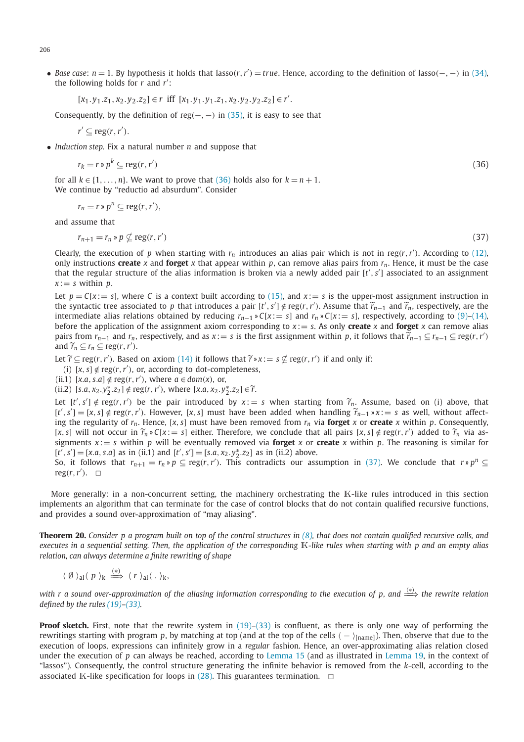- *Base case*: $n = 1$. By hypothesis it holds that $\text{lasso}(r, r') = \mathit{true}$. Hence, according to the definition of $\text{lasso}(-,-)$ in (34), the following holds for $r$ and $r'$:

$$[x_1.y_1.z_1, x_2.y_2.z_2] \in r \text{ iff } [x_1.y_1.y_1.z_1, x_2.y_2.y_2.z_2] \in r'.$$

Consequently, by the definition of $\text{reg}(-,-)$ in (35), it is easy to see that

$$r' \subseteq \text{reg}(r, r').$$

- *Induction step.* Fix a natural number $n$ and suppose that

$$r_k = r \text{»} p^k \subseteq \text{reg}(r, r') \tag{36}$$

for all $k \in \{1, \ldots, n\}$. We want to prove that (36) holds also for $k = n + 1$.
We continue by "reductio ad absurdum". Consider

$$r_n = r \text{»} p^n \subseteq \text{reg}(r, r'),$$

and assume that

$$r_{n+1} = r_n \text{»} p \not\subseteq \text{reg}(r, r') \tag{37}$$

Clearly, the execution of $p$ when starting with $r_n$ introduces an alias pair which is not in $\text{reg}(r, r')$. According to (12), only instructions **create** $x$ and **forget** $x$ that appear within $p$, can remove alias pairs from $r_n$. Hence, it must be the case that the regular structure of the alias information is broken via a newly added pair $[t', s']$ associated to an assignment $x := s$ within $p$.

Let $p = C[x := s]$, where $C$ is a context built according to (15), and $x := s$ is the upper-most assignment instruction in the syntactic tree associated to $p$ that introduces a pair $[t', s'] \notin \text{reg}(r, r')$. Assume that $\widetilde{r}_{n-1}$ and $\widetilde{r}_n$, respectively, are the intermediate alias relations obtained by reducing $r_{n-1} \text{»} C[x := s]$ and $r_n \text{»} C[x := s]$, respectively, according to (9)–(14), before the application of the assignment axiom corresponding to $x := s$. As only **create** $x$ and **forget** $x$ can remove alias pairs from $r_{n-1}$ and $r_n$, respectively, and as $x := s$ is the first assignment within $p$, it follows that $\widetilde{r}_{n-1} \subseteq r_{n-1} \subseteq \text{reg}(r, r')$ and $\widetilde{r}_n \subseteq r_n \subseteq \text{reg}(r, r')$.

Let $\widetilde{r} \subseteq \text{reg}(r, r')$. Based on axiom (14) it follows that $\widetilde{r} \text{»} x := s \not\subseteq \text{reg}(r, r')$ if and only if:

(i) $[x, s] \notin \text{reg}(r, r')$, or, according to dot-completeness,
(ii.1) $[x.a, s.a] \notin \text{reg}(r, r')$, where $a \in dom(x)$, or,
(ii.2) $[s.a, x_2.y_2^*.z_2] \notin \text{reg}(r, r')$, where $[x.a, x_2.y_2^*.z_2] \in \widetilde{r}$.

Let $[t', s'] \notin \text{reg}(r, r')$ be the pair introduced by $x := s$ when starting from $\widetilde{r}_n$. Assume, based on (i) above, that $[t', s'] = [x, s] \notin \text{reg}(r, r')$. However, $[x, s]$ must have been added when handling $\widetilde{r}_{n-1} \text{»} x := s$ as well, without affecting the regularity of $r_n$. Hence, $[x, s]$ must have been removed from $r_n$ via **forget** $x$ or **create** $x$ within $p$. Consequently, $[x, s]$ will not occur in $\widetilde{r}_n \text{»} C[x := s]$ either. Therefore, we conclude that all pairs $[x, s] \notin \text{reg}(r, r')$ added to $\widetilde{r}_n$ via assignments $x := s$ within $p$ will be eventually removed via **forget** $x$ or **create** $x$ within $p$. The reasoning is similar for $[t', s'] = [x.a, s.a]$ as in (ii.1) and $[t', s'] = [s.a, x_2.y_2^*.z_2]$ as in (ii.2) above.

So, it follows that $r_{n+1} = r_n \text{»} p \subseteq \text{reg}(r, r')$. This contradicts our assumption in (37). We conclude that $r \text{»} p^n \subseteq \text{reg}(r, r')$. $\square$

More generally: in a non-concurrent setting, the machinery orchestrating the $\mathbb{K}$-like rules introduced in this section implements an algorithm that can terminate for the case of control blocks that do not contain qualified recursive functions, and provides a sound over-approximation of "may aliasing".

**Theorem 20.** *Consider $p$ a program built on top of the control structures in (8), that does not contain qualified recursive calls, and executes in a sequential setting. Then, the application of the corresponding $\mathbb{K}$-like rules when starting with $p$ and an empty alias relation, can always determine a finite rewriting of shape*

$$\langle\, \emptyset \,\rangle_{\text{al}} \langle\, p \,\rangle_{\text{k}} \stackrel{(*)}{\Longrightarrow} \langle\, r \,\rangle_{\text{al}} \langle\, . \,\rangle_{\text{k}},$$

*with $r$ a sound over-approximation of the aliasing information corresponding to the execution of $p$, and $\stackrel{(*)}{\Longrightarrow}$ the rewrite relation defined by the rules (19)–(33).*

**Proof sketch.** First, note that the rewrite system in (19)–(33) is confluent, as there is only one way of performing the rewritings starting with program $p$, by matching at top (and at the top of the cells $\langle - \rangle_{[\text{name}]}$). Then, observe that due to the execution of loops, expressions can infinitely grow in a *regular* fashion. Hence, an over-approximating alias relation closed under the execution of $p$ can always be reached, according to Lemma 15 (and as illustrated in Lemma 19, in the context of "lassos"). Consequently, the control structure generating the infinite behavior is removed from the $k$-cell, according to the associated $\mathbb{K}$-like specification for loops in (28). This guarantees termination. $\square$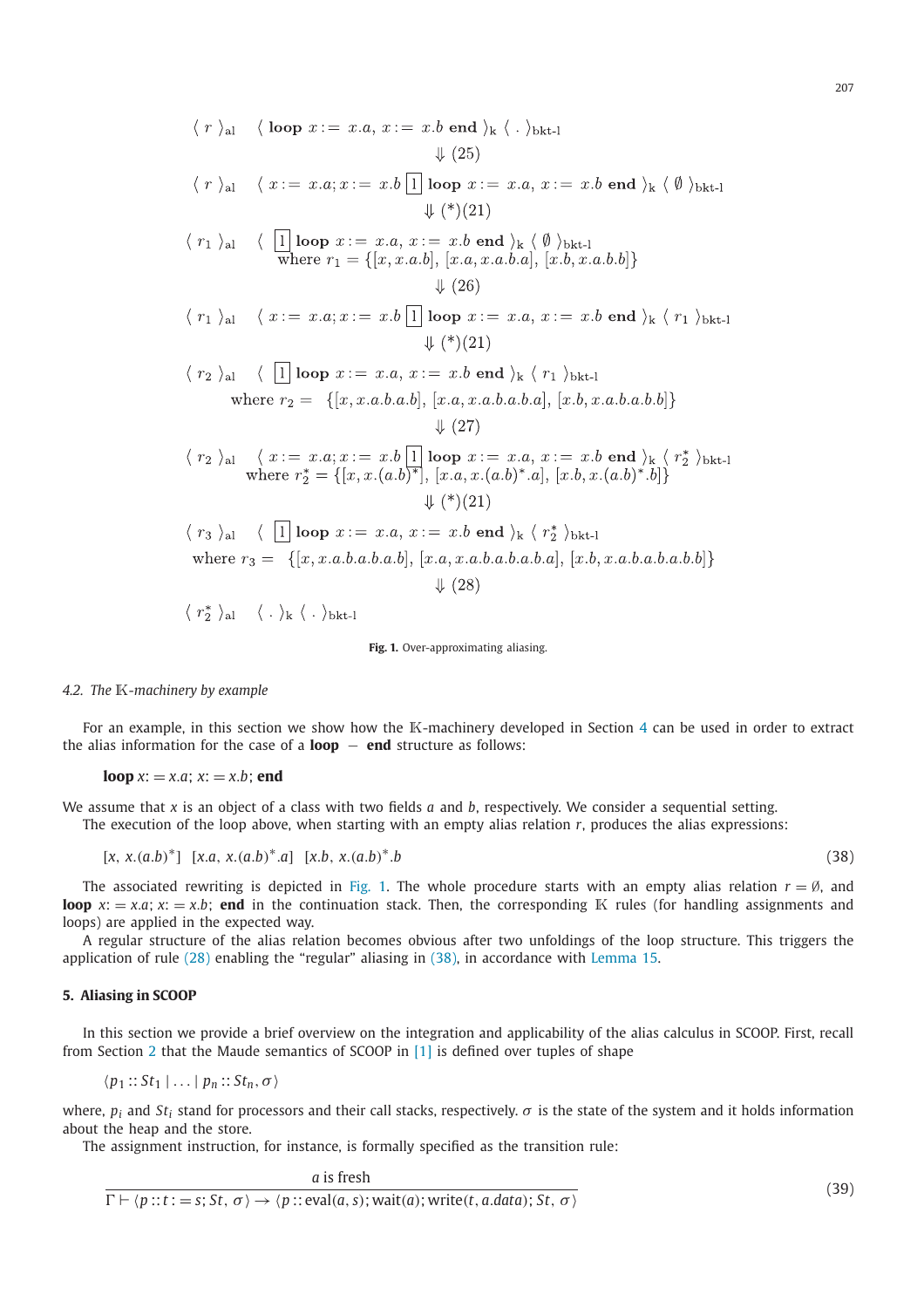$$\langle\ r\ \rangle_{\mathrm{al}}\quad \langle\ \mathbf{loop}\ x := x.a,\ x := x.b\ \mathbf{end}\ \rangle_{\mathrm{k}}\ \langle\ .\ \rangle_{\mathrm{bkt\text{-}l}}$$
$$\Downarrow (25)$$
$$\langle\ r\ \rangle_{\mathrm{al}}\quad \langle\ x := x.a; x := x.b\ \boxed{1}\ \mathbf{loop}\ x := x.a,\ x := x.b\ \mathbf{end}\ \rangle_{\mathrm{k}}\ \langle\ \emptyset\ \rangle_{\mathrm{bkt\text{-}l}}$$
$$\Downarrow (*)(21)$$
$$\langle\ r_1\ \rangle_{\mathrm{al}}\quad \langle\ \boxed{1}\ \mathbf{loop}\ x := x.a,\ x := x.b\ \mathbf{end}\ \rangle_{\mathrm{k}}\ \langle\ \emptyset\ \rangle_{\mathrm{bkt\text{-}l}}$$
$$\text{where } r_1 = \{[x, x.a.b],\ [x.a, x.a.b.a],\ [x.b, x.a.b.b]\}$$
$$\Downarrow (26)$$
$$\langle\ r_1\ \rangle_{\mathrm{al}}\quad \langle\ x := x.a; x := x.b\ \boxed{1}\ \mathbf{loop}\ x := x.a,\ x := x.b\ \mathbf{end}\ \rangle_{\mathrm{k}}\ \langle\ r_1\ \rangle_{\mathrm{bkt\text{-}l}}$$
$$\Downarrow (*)(21)$$
$$\langle\ r_2\ \rangle_{\mathrm{al}}\quad \langle\ \boxed{1}\ \mathbf{loop}\ x := x.a,\ x := x.b\ \mathbf{end}\ \rangle_{\mathrm{k}}\ \langle\ r_1\ \rangle_{\mathrm{bkt\text{-}l}}$$
$$\text{where } r_2 = \{[x, x.a.b.a.b],\ [x.a, x.a.b.a.b.a],\ [x.b, x.a.b.a.b.b]\}$$
$$\Downarrow (27)$$
$$\langle\ r_2\ \rangle_{\mathrm{al}}\quad \langle\ x := x.a; x := x.b\ \boxed{1}\ \mathbf{loop}\ x := x.a,\ x := x.b\ \mathbf{end}\ \rangle_{\mathrm{k}}\ \langle\ r_2^*\ \rangle_{\mathrm{bkt\text{-}l}}$$
$$\text{where } r_2^* = \{[x, x.(a.b)^*],\ [x.a, x.(a.b)^*.a],\ [x.b, x.(a.b)^*.b]\}$$
$$\Downarrow (*)(21)$$
$$\langle\ r_3\ \rangle_{\mathrm{al}}\quad \langle\ \boxed{1}\ \mathbf{loop}\ x := x.a,\ x := x.b\ \mathbf{end}\ \rangle_{\mathrm{k}}\ \langle\ r_2^*\ \rangle_{\mathrm{bkt\text{-}l}}$$
$$\text{where } r_3 = \{[x, x.a.b.a.b.a.b],\ [x.a, x.a.b.a.b.a.b.a],\ [x.b, x.a.b.a.b.a.b.b]\}$$
$$\Downarrow (28)$$
$$\langle\ r_2^*\ \rangle_{\mathrm{al}}\quad \langle\ .\ \rangle_{\mathrm{k}}\ \langle\ .\ \rangle_{\mathrm{bkt\text{-}l}}$$

**Fig. 1.** Over-approximating aliasing.

### 4.2. The $\mathbb{K}$-machinery by example

For an example, in this section we show how the $\mathbb{K}$-machinery developed in Section 4 can be used in order to extract the alias information for the case of a **loop** − **end** structure as follows:

**loop** $x := x.a$; $x := x.b$; **end**

We assume that $x$ is an object of a class with two fields $a$ and $b$, respectively. We consider a sequential setting.

The execution of the loop above, when starting with an empty alias relation $r$, produces the alias expressions:

$$[x,\ x.(a.b)^*]\quad [x.a,\ x.(a.b)^*.a]\quad [x.b,\ x.(a.b)^*.b] \tag{38}$$

The associated rewriting is depicted in Fig. 1. The whole procedure starts with an empty alias relation $r = \emptyset$, and **loop** $x := x.a$; $x := x.b$; **end** in the continuation stack. Then, the corresponding $\mathbb{K}$ rules (for handling assignments and loops) are applied in the expected way.

A regular structure of the alias relation becomes obvious after two unfoldings of the loop structure. This triggers the application of rule (28) enabling the "regular" aliasing in (38), in accordance with Lemma 15.

## 5. Aliasing in SCOOP

In this section we provide a brief overview on the integration and applicability of the alias calculus in SCOOP. First, recall from Section 2 that the Maude semantics of SCOOP in [1] is defined over tuples of shape

$$\langle p_1 :: St_1 \mid \ldots \mid p_n :: St_n, \sigma\rangle$$

where, $p_i$ and $St_i$ stand for processors and their call stacks, respectively. $\sigma$ is the state of the system and it holds information about the heap and the store.

The assignment instruction, for instance, is formally specified as the transition rule:

$$\frac{a \text{ is fresh}}{\Gamma \vdash \langle p :: t := s; St,\ \sigma\rangle \to \langle p :: \mathrm{eval}(a, s); \mathrm{wait}(a); \mathrm{write}(t, a.data); St,\ \sigma\rangle} \tag{39}$$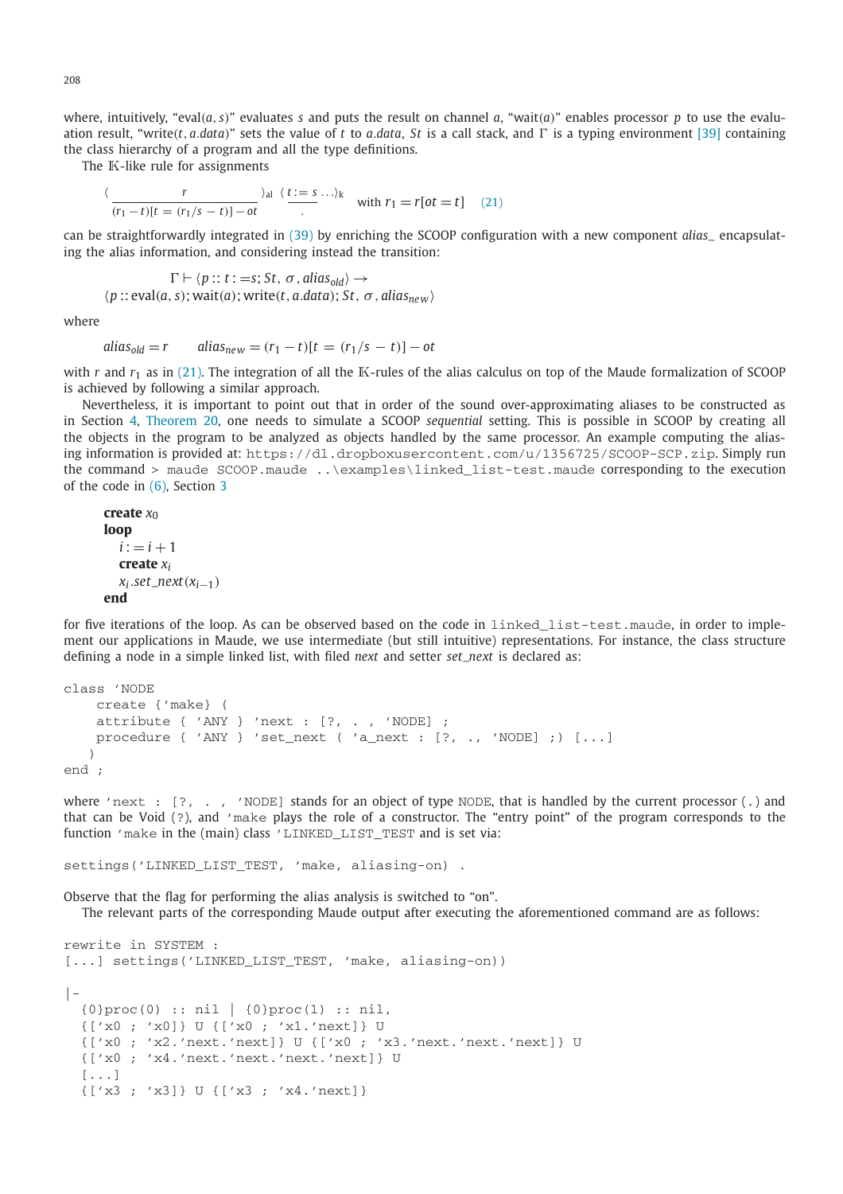where, intuitively, "eval$(a, s)$" evaluates $s$ and puts the result on channel $a$, "wait$(a)$" enables processor $p$ to use the evaluation result, "write$(t, a.data)$" sets the value of $t$ to $a.data$, $St$ is a call stack, and $\Gamma$ is a typing environment [39] containing the class hierarchy of a program and all the type definitions.

The $\mathbb{K}$-like rule for assignments

$$\langle \frac{r}{(r_1 - t)[t = (r_1/s - t)] - ot} \rangle_{\mathrm{al}} \; \langle \frac{t := s \ldots}{\cdot} \rangle_{\mathrm{k}} \quad \text{with } r_1 = r[ot = t] \qquad (21)$$

can be straightforwardly integrated in (39) by enriching the SCOOP configuration with a new component $alias\_$ encapsulating the alias information, and considering instead the transition:

$$\Gamma \vdash \langle p :: t := s; St, \sigma, alias_{old} \rangle \rightarrow$$
$$\langle p :: \text{eval}(a, s); \text{wait}(a); \text{write}(t, a.data); St, \sigma, alias_{new} \rangle$$

where

$$alias_{old} = r \qquad alias_{new} = (r_1 - t)[t = (r_1/s - t)] - ot$$

with $r$ and $r_1$ as in (21). The integration of all the $\mathbb{K}$-rules of the alias calculus on top of the Maude formalization of SCOOP is achieved by following a similar approach.

Nevertheless, it is important to point out that in order of the sound over-approximating aliases to be constructed as in Section 4, Theorem 20, one needs to simulate a SCOOP *sequential* setting. This is possible in SCOOP by creating all the objects in the program to be analyzed as objects handled by the same processor. An example computing the aliasing information is provided at: `https://dl.dropboxusercontent.com/u/1356725/SCOOP-SCP.zip`. Simply run the command `> maude SCOOP.maude ..\examples\linked_list-test.maude` corresponding to the execution of the code in (6), Section 3

> **create** $x_0$
> **loop**
> &nbsp;&nbsp;&nbsp;&nbsp;$i := i + 1$
> &nbsp;&nbsp;&nbsp;&nbsp;**create** $x_i$
> &nbsp;&nbsp;&nbsp;&nbsp;$x_i.set\_next(x_{i-1})$
> **end**

for five iterations of the loop. As can be observed based on the code in `linked_list-test.maude`, in order to implement our applications in Maude, we use intermediate (but still intuitive) representations. For instance, the class structure defining a node in a simple linked list, with filed *next* and setter *set_next* is declared as:

```
class 'NODE
    create {'make} (
    attribute { 'ANY } 'next : [?, . , 'NODE] ;
    procedure { 'ANY } 'set_next ( 'a_next : [?, ., 'NODE] ;) [...]
   )
end ;
```

where `'next : [?, . , 'NODE]` stands for an object of type `NODE`, that is handled by the current processor (`.`) and that can be Void (`?`), and `'make` plays the role of a constructor. The "entry point" of the program corresponds to the function `'make` in the (main) class `'LINKED_LIST_TEST` and is set via:

```
settings('LINKED_LIST_TEST, 'make, aliasing-on) .
```

Observe that the flag for performing the alias analysis is switched to "on".

The relevant parts of the corresponding Maude output after executing the aforementioned command are as follows:

```
rewrite in SYSTEM :
[...] settings('LINKED_LIST_TEST, 'make, aliasing-on))

|-
  {0}proc(0) :: nil | {0}proc(1) :: nil,
  {['x0 ; 'x0]} U {['x0 ; 'x1.'next]} U
  {['x0 ; 'x2.'next.'next]} U {['x0 ; 'x3.'next.'next.'next]} U
  {['x0 ; 'x4.'next.'next.'next.'next]} U
  [...]
  {['x3 ; 'x3]} U {['x3 ; 'x4.'next]}
```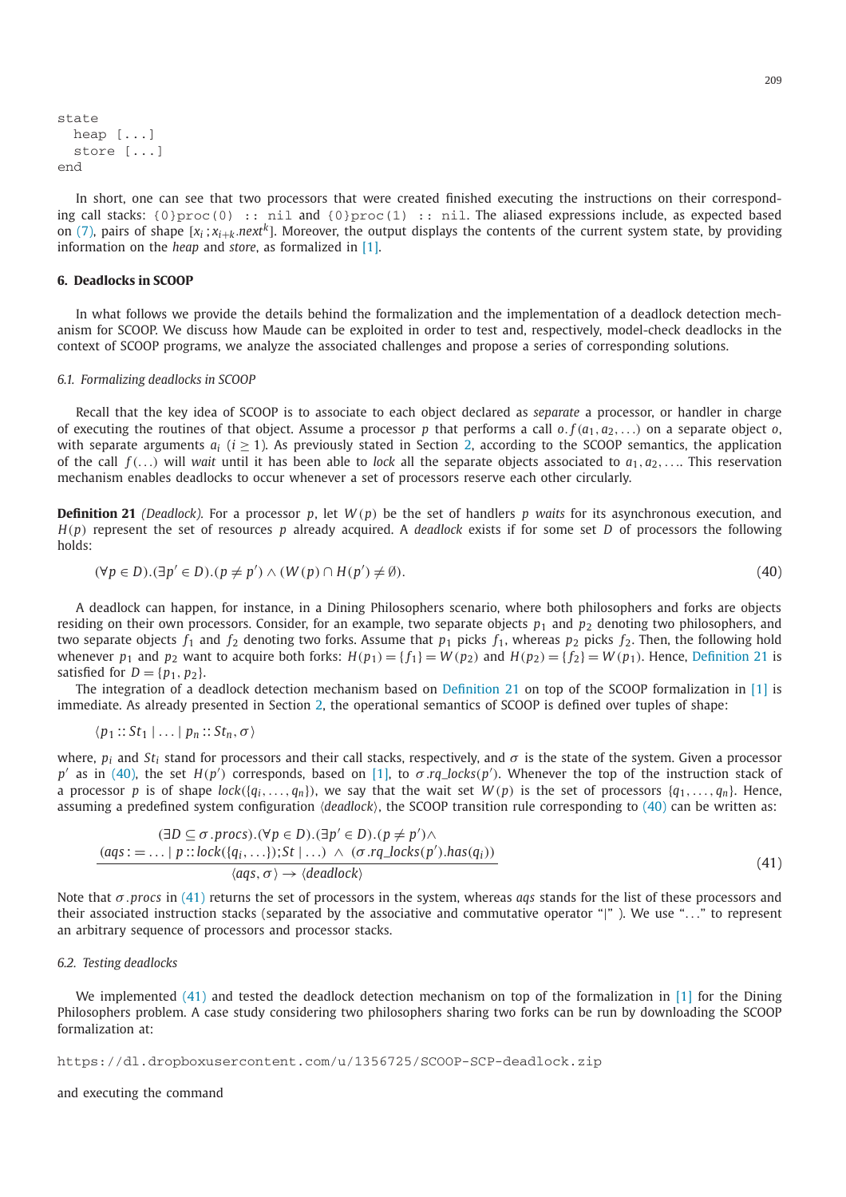```
state
  heap [...]
  store [...]
end
```

In short, one can see that two processors that were created finished executing the instructions on their corresponding call stacks: `{0}proc(0) :: nil` and `{0}proc(1) :: nil`. The aliased expressions include, as expected based on (7), pairs of shape $[x_i ; x_{i+k}.next^k]$. Moreover, the output displays the contents of the current system state, by providing information on the *heap* and *store*, as formalized in [1].

## 6. Deadlocks in SCOOP

In what follows we provide the details behind the formalization and the implementation of a deadlock detection mechanism for SCOOP. We discuss how Maude can be exploited in order to test and, respectively, model-check deadlocks in the context of SCOOP programs, we analyze the associated challenges and propose a series of corresponding solutions.

### 6.1. Formalizing deadlocks in SCOOP

Recall that the key idea of SCOOP is to associate to each object declared as *separate* a processor, or handler in charge of executing the routines of that object. Assume a processor $p$ that performs a call $o.f(a_1, a_2, \ldots)$ on a separate object $o$, with separate arguments $a_i$ $(i \geq 1)$. As previously stated in Section 2, according to the SCOOP semantics, the application of the call $f(\ldots)$ will *wait* until it has been able to *lock* all the separate objects associated to $a_1, a_2, \ldots$. This reservation mechanism enables deadlocks to occur whenever a set of processors reserve each other circularly.

**Definition 21** *(Deadlock).* For a processor $p$, let $W(p)$ be the set of handlers $p$ *waits* for its asynchronous execution, and $H(p)$ represent the set of resources $p$ already acquired. A *deadlock* exists if for some set $D$ of processors the following holds:

$$(\forall p \in D).(\exists p' \in D).(p \neq p') \wedge (W(p) \cap H(p') \neq \emptyset). \tag{40}$$

A deadlock can happen, for instance, in a Dining Philosophers scenario, where both philosophers and forks are objects residing on their own processors. Consider, for an example, two separate objects $p_1$ and $p_2$ denoting two philosophers, and two separate objects $f_1$ and $f_2$ denoting two forks. Assume that $p_1$ picks $f_1$, whereas $p_2$ picks $f_2$. Then, the following hold whenever $p_1$ and $p_2$ want to acquire both forks: $H(p_1) = \{f_1\} = W(p_2)$ and $H(p_2) = \{f_2\} = W(p_1)$. Hence, Definition 21 is satisfied for $D = \{p_1, p_2\}$.

The integration of a deadlock detection mechanism based on Definition 21 on top of the SCOOP formalization in [1] is immediate. As already presented in Section 2, the operational semantics of SCOOP is defined over tuples of shape:

$$\langle p_1 :: St_1 \mid \ldots \mid p_n :: St_n, \sigma \rangle$$

where, $p_i$ and $St_i$ stand for processors and their call stacks, respectively, and $\sigma$ is the state of the system. Given a processor $p'$ as in (40), the set $H(p')$ corresponds, based on [1], to $\sigma.rq\_locks(p')$. Whenever the top of the instruction stack of a processor $p$ is of shape $lock(\{q_i, \ldots, q_n\})$, we say that the wait set $W(p)$ is the set of processors $\{q_1, \ldots, q_n\}$. Hence, assuming a predefined system configuration $\langle deadlock \rangle$, the SCOOP transition rule corresponding to (40) can be written as:

$$\frac{\begin{array}{c}(\exists D \subseteq \sigma.procs).(\forall p \in D).(\exists p' \in D).(p \neq p') \wedge \\ (aqs := \ldots \mid p :: lock(\{q_i, \ldots\}); St \mid \ldots) \ \wedge \ (\sigma.rq\_locks(p').has(q_i))\end{array}}{\langle aqs, \sigma \rangle \rightarrow \langle deadlock \rangle} \tag{41}$$

Note that $\sigma.procs$ in (41) returns the set of processors in the system, whereas $aqs$ stands for the list of these processors and their associated instruction stacks (separated by the associative and commutative operator "|" ). We use "…" to represent an arbitrary sequence of processors and processor stacks.

### 6.2. Testing deadlocks

We implemented (41) and tested the deadlock detection mechanism on top of the formalization in [1] for the Dining Philosophers problem. A case study considering two philosophers sharing two forks can be run by downloading the SCOOP formalization at:

https://dl.dropboxusercontent.com/u/1356725/SCOOP-SCP-deadlock.zip

and executing the command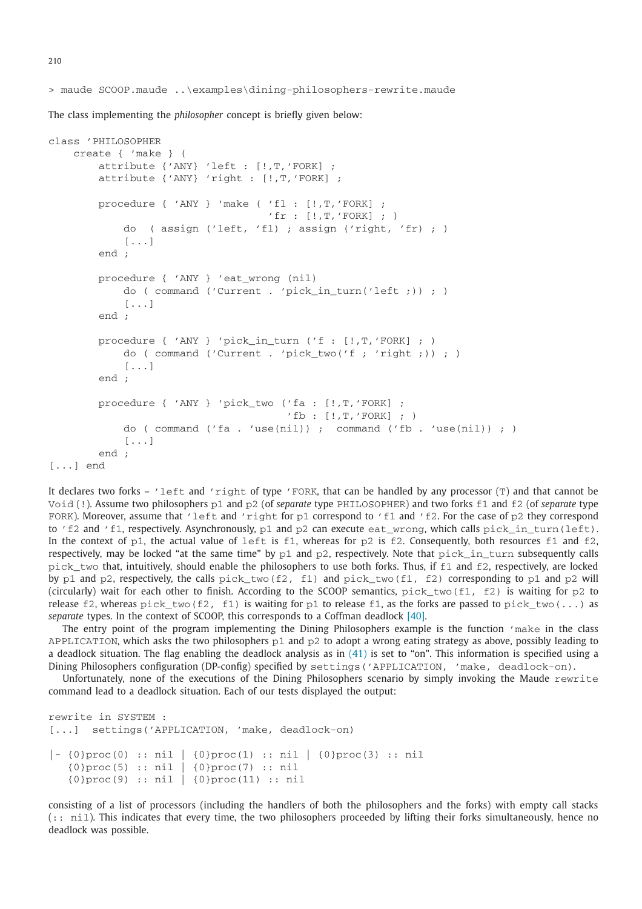```
> maude SCOOP.maude ..\examples\dining-philosophers-rewrite.maude
```

The class implementing the *philosopher* concept is briefly given below:

```
class 'PHILOSOPHER
    create { 'make } (
        attribute {'ANY} 'left : [!,T,'FORK] ;
        attribute {'ANY} 'right : [!,T,'FORK] ;

        procedure { 'ANY } 'make ( 'fl : [!,T,'FORK] ;
                                   'fr : [!,T,'FORK] ; )
            do  ( assign ('left, 'fl) ; assign ('right, 'fr) ; )
            [...]
        end ;

        procedure { 'ANY } 'eat_wrong (nil)
            do ( command ('Current . 'pick_in_turn('left ;)) ; )
            [...]
        end ;

        procedure { 'ANY } 'pick_in_turn ('f : [!,T,'FORK] ; )
            do ( command ('Current . 'pick_two('f ; 'right ;)) ; )
            [...]
        end ;

        procedure { 'ANY } 'pick_two ('fa : [!,T,'FORK] ;
                                      'fb : [!,T,'FORK] ; )
            do ( command ('fa . 'use(nil)) ;  command ('fb . 'use(nil)) ; )
            [...]
        end ;
[...] end
```

It declares two forks – `'left` and `'right` of type `'FORK`, that can be handled by any processor (`T`) and that cannot be `Void` (`!`). Assume two philosophers `p1` and `p2` (of *separate* type `PHILOSOPHER`) and two forks `f1` and `f2` (of *separate* type `FORK`). Moreover, assume that `'left` and `'right` for `p1` correspond to `'f1` and `'f2`. For the case of `p2` they correspond to `'f2` and `'f1`, respectively. Asynchronously, `p1` and `p2` can execute `eat_wrong`, which calls `pick_in_turn(left)`. In the context of `p1`, the actual value of `left` is `f1`, whereas for `p2` is `f2`. Consequently, both resources `f1` and `f2`, respectively, may be locked "at the same time" by `p1` and `p2`, respectively. Note that `pick_in_turn` subsequently calls `pick_two` that, intuitively, should enable the philosophers to use both forks. Thus, if `f1` and `f2`, respectively, are locked by `p1` and `p2`, respectively, the calls `pick_two(f2, f1)` and `pick_two(f1, f2)` corresponding to `p1` and `p2` will (circularly) wait for each other to finish. According to the SCOOP semantics, `pick_two(f1, f2)` is waiting for `p2` to release `f2`, whereas `pick_two(f2, f1)` is waiting for `p1` to release `f1`, as the forks are passed to `pick_two(...)` as *separate* types. In the context of SCOOP, this corresponds to a Coffman deadlock [40].

The entry point of the program implementing the Dining Philosophers example is the function `'make` in the class `APPLICATION`, which asks the two philosophers `p1` and `p2` to adopt a wrong eating strategy as above, possibly leading to a deadlock situation. The flag enabling the deadlock analysis as in (41) is set to "on". This information is specified using a Dining Philosophers configuration (DP-config) specified by `settings('APPLICATION, 'make, deadlock-on)`.

Unfortunately, none of the executions of the Dining Philosophers scenario by simply invoking the Maude `rewrite` command lead to a deadlock situation. Each of our tests displayed the output:

```
rewrite in SYSTEM :
[...]  settings('APPLICATION, 'make, deadlock-on)

|- {0}proc(0) :: nil | {0}proc(1) :: nil | {0}proc(3) :: nil
   {0}proc(5) :: nil | {0}proc(7) :: nil
   {0}proc(9) :: nil | {0}proc(11) :: nil
```

consisting of a list of processors (including the handlers of both the philosophers and the forks) with empty call stacks (`:: nil`). This indicates that every time, the two philosophers proceeded by lifting their forks simultaneously, hence no deadlock was possible.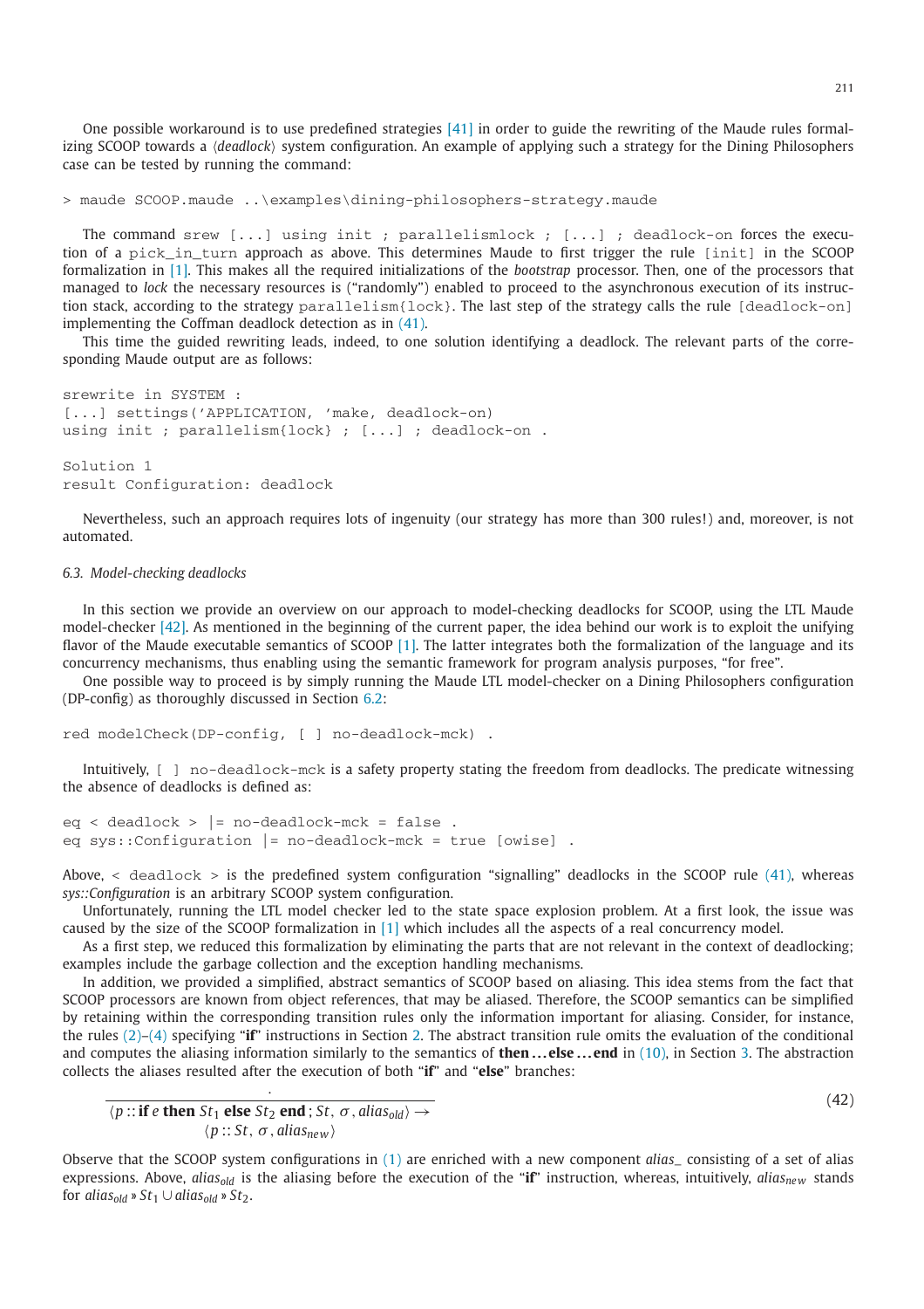One possible workaround is to use predefined strategies [41] in order to guide the rewriting of the Maude rules formalizing SCOOP towards a ⟨*deadlock*⟩ system configuration. An example of applying such a strategy for the Dining Philosophers case can be tested by running the command:

```
> maude SCOOP.maude ..\examples\dining-philosophers-strategy.maude
```

The command `srew [...] using init ; parallelismlock ; [...] ; deadlock-on` forces the execution of a `pick_in_turn` approach as above. This determines Maude to first trigger the rule `[init]` in the SCOOP formalization in [1]. This makes all the required initializations of the *bootstrap* processor. Then, one of the processors that managed to *lock* the necessary resources is ("randomly") enabled to proceed to the asynchronous execution of its instruction stack, according to the strategy `parallelism{lock}`. The last step of the strategy calls the rule `[deadlock-on]` implementing the Coffman deadlock detection as in (41).

This time the guided rewriting leads, indeed, to one solution identifying a deadlock. The relevant parts of the corresponding Maude output are as follows:

```
srewrite in SYSTEM :
[...] settings('APPLICATION, 'make, deadlock-on)
using init ; parallelism{lock} ; [...] ; deadlock-on .

Solution 1
result Configuration: deadlock
```

Nevertheless, such an approach requires lots of ingenuity (our strategy has more than 300 rules!) and, moreover, is not automated.

### 6.3. Model-checking deadlocks

In this section we provide an overview on our approach to model-checking deadlocks for SCOOP, using the LTL Maude model-checker [42]. As mentioned in the beginning of the current paper, the idea behind our work is to exploit the unifying flavor of the Maude executable semantics of SCOOP [1]. The latter integrates both the formalization of the language and its concurrency mechanisms, thus enabling using the semantic framework for program analysis purposes, "for free".

One possible way to proceed is by simply running the Maude LTL model-checker on a Dining Philosophers configuration (DP-config) as thoroughly discussed in Section 6.2:

```
red modelCheck(DP-config, [ ] no-deadlock-mck) .
```

Intuitively, `[ ] no-deadlock-mck` is a safety property stating the freedom from deadlocks. The predicate witnessing the absence of deadlocks is defined as:

```
eq < deadlock > |= no-deadlock-mck = false .
eq sys::Configuration |= no-deadlock-mck = true [owise] .
```

Above, `< deadlock >` is the predefined system configuration "signalling" deadlocks in the SCOOP rule (41), whereas *sys::Configuration* is an arbitrary SCOOP system configuration.

Unfortunately, running the LTL model checker led to the state space explosion problem. At a first look, the issue was caused by the size of the SCOOP formalization in [1] which includes all the aspects of a real concurrency model.

As a first step, we reduced this formalization by eliminating the parts that are not relevant in the context of deadlocking; examples include the garbage collection and the exception handling mechanisms.

In addition, we provided a simplified, abstract semantics of SCOOP based on aliasing. This idea stems from the fact that SCOOP processors are known from object references, that may be aliased. Therefore, the SCOOP semantics can be simplified by retaining within the corresponding transition rules only the information important for aliasing. Consider, for instance, the rules (2)–(4) specifying "**if**" instructions in Section 2. The abstract transition rule omits the evaluation of the conditional and computes the aliasing information similarly to the semantics of **then ... else ... end** in (10), in Section 3. The abstraction collects the aliases resulted after the execution of both "**if**" and "**else**" branches:

$$\frac{\cdot}{\begin{array}{c}\langle p :: \textbf{if } e \textbf{ then } St_1 \textbf{ else } St_2 \textbf{ end} \,;\, St,\ \sigma,\ alias_{old}\rangle \rightarrow \\ \langle p :: St,\ \sigma,\ alias_{new}\rangle\end{array}} \tag{42}$$

Observe that the SCOOP system configurations in (1) are enriched with a new component *alias_* consisting of a set of alias expressions. Above, $alias_{old}$ is the aliasing before the execution of the "**if**" instruction, whereas, intuitively, $alias_{new}$ stands for $alias_{old} \text{ » } St_1 \cup alias_{old} \text{ » } St_2$.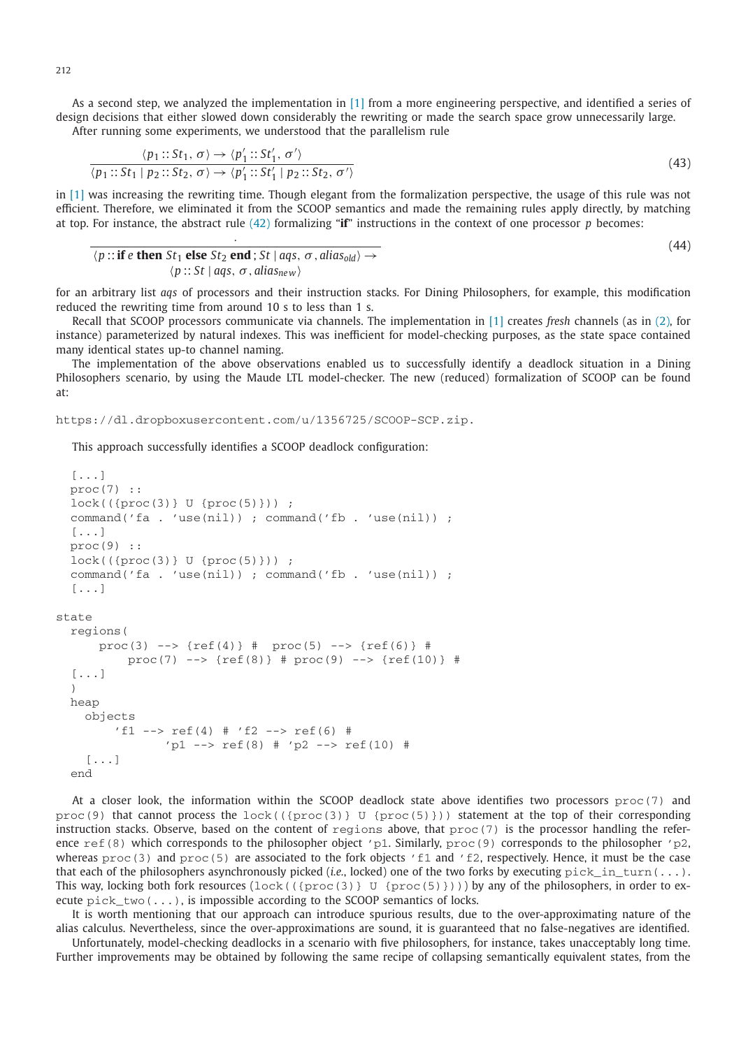As a second step, we analyzed the implementation in [1] from a more engineering perspective, and identified a series of design decisions that either slowed down considerably the rewriting or made the search space grow unnecessarily large.

After running some experiments, we understood that the parallelism rule

$$\frac{\langle p_1 :: St_1,\, \sigma\rangle \to \langle p_1' :: St_1',\, \sigma'\rangle}{\langle p_1 :: St_1 \mid p_2 :: St_2,\, \sigma\rangle \to \langle p_1' :: St_1' \mid p_2 :: St_2,\, \sigma'\rangle} \tag{43}$$

in [1] was increasing the rewriting time. Though elegant from the formalization perspective, the usage of this rule was not efficient. Therefore, we eliminated it from the SCOOP semantics and made the remaining rules apply directly, by matching at top. For instance, the abstract rule (42) formalizing "**if**" instructions in the context of one processor $p$ becomes:

$$\frac{\cdot}{\langle p :: \textbf{if } e \textbf{ then } St_1 \textbf{ else } St_2 \textbf{ end}\,;\, St \mid aqs,\, \sigma,\, alias_{old}\rangle \to \langle p :: St \mid aqs,\, \sigma,\, alias_{new}\rangle} \tag{44}$$

for an arbitrary list $aqs$ of processors and their instruction stacks. For Dining Philosophers, for example, this modification reduced the rewriting time from around 10 s to less than 1 s.

Recall that SCOOP processors communicate via channels. The implementation in [1] creates *fresh* channels (as in (2), for instance) parameterized by natural indexes. This was inefficient for model-checking purposes, as the state space contained many identical states up-to channel naming.

The implementation of the above observations enabled us to successfully identify a deadlock situation in a Dining Philosophers scenario, by using the Maude LTL model-checker. The new (reduced) formalization of SCOOP can be found at:

```
https://dl.dropboxusercontent.com/u/1356725/SCOOP-SCP.zip.
```

This approach successfully identifies a SCOOP deadlock configuration:

```
  [...]
  proc(7) ::
  lock(({proc(3)} U {proc(5)})) ;
  command('fa . 'use(nil)) ; command('fb . 'use(nil)) ;
  [...]
  proc(9) ::
  lock(({proc(3)} U {proc(5)})) ;
  command('fa . 'use(nil)) ; command('fb . 'use(nil)) ;
  [...]

state
  regions(
      proc(3) --> {ref(4)} #  proc(5) --> {ref(6)} #
          proc(7) --> {ref(8)} # proc(9) --> {ref(10)} #
  [...]
  )
  heap
    objects
        'f1 --> ref(4) # 'f2 --> ref(6) #
               'p1 --> ref(8) # 'p2 --> ref(10) #
    [...]
  end
```

At a closer look, the information within the SCOOP deadlock state above identifies two processors `proc(7)` and `proc(9)` that cannot process the `lock(({proc(3)} U {proc(5)}))` statement at the top of their corresponding instruction stacks. Observe, based on the content of `regions` above, that `proc(7)` is the processor handling the reference `ref(8)` which corresponds to the philosopher object `'p1`. Similarly, `proc(9)` corresponds to the philosopher `'p2`, whereas `proc(3)` and `proc(5)` are associated to the fork objects `'f1` and `'f2`, respectively. Hence, it must be the case that each of the philosophers asynchronously picked (*i.e.*, locked) one of the two forks by executing `pick_in_turn(...)`. This way, locking both fork resources (`lock(({proc(3)} U {proc(5)}))`) by any of the philosophers, in order to execute `pick_two(...)`, is impossible according to the SCOOP semantics of locks.

It is worth mentioning that our approach can introduce spurious results, due to the over-approximating nature of the alias calculus. Nevertheless, since the over-approximations are sound, it is guaranteed that no false-negatives are identified.

Unfortunately, model-checking deadlocks in a scenario with five philosophers, for instance, takes unacceptably long time. Further improvements may be obtained by following the same recipe of collapsing semantically equivalent states, from the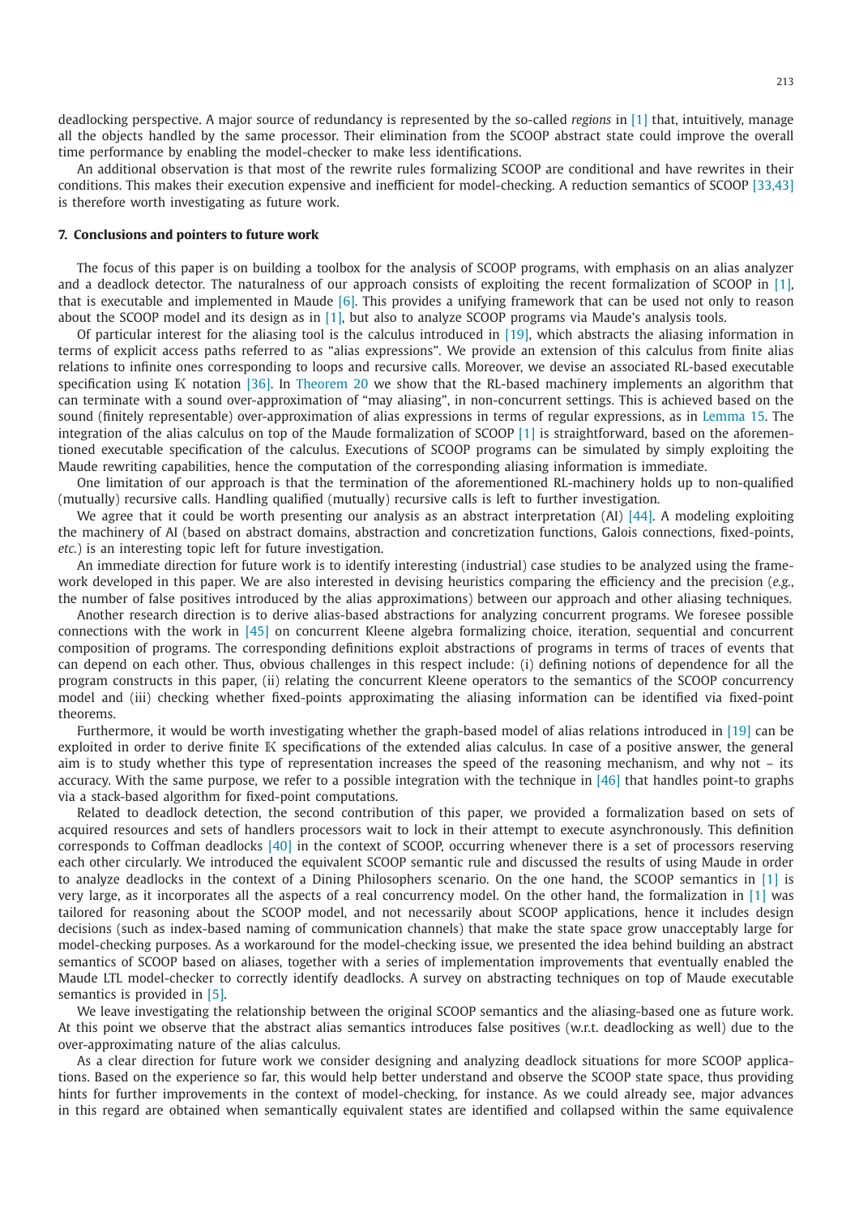deadlocking perspective. A major source of redundancy is represented by the so-called *regions* in [1] that, intuitively, manage all the objects handled by the same processor. Their elimination from the SCOOP abstract state could improve the overall time performance by enabling the model-checker to make less identifications.

An additional observation is that most of the rewrite rules formalizing SCOOP are conditional and have rewrites in their conditions. This makes their execution expensive and inefficient for model-checking. A reduction semantics of SCOOP [33,43] is therefore worth investigating as future work.

## 7. Conclusions and pointers to future work

The focus of this paper is on building a toolbox for the analysis of SCOOP programs, with emphasis on an alias analyzer and a deadlock detector. The naturalness of our approach consists of exploiting the recent formalization of SCOOP in [1], that is executable and implemented in Maude [6]. This provides a unifying framework that can be used not only to reason about the SCOOP model and its design as in [1], but also to analyze SCOOP programs via Maude's analysis tools.

Of particular interest for the aliasing tool is the calculus introduced in [19], which abstracts the aliasing information in terms of explicit access paths referred to as "alias expressions". We provide an extension of this calculus from finite alias relations to infinite ones corresponding to loops and recursive calls. Moreover, we devise an associated RL-based executable specification using $\mathbb{K}$ notation [36]. In Theorem 20 we show that the RL-based machinery implements an algorithm that can terminate with a sound over-approximation of "may aliasing", in non-concurrent settings. This is achieved based on the sound (finitely representable) over-approximation of alias expressions in terms of regular expressions, as in Lemma 15. The integration of the alias calculus on top of the Maude formalization of SCOOP [1] is straightforward, based on the aforementioned executable specification of the calculus. Executions of SCOOP programs can be simulated by simply exploiting the Maude rewriting capabilities, hence the computation of the corresponding aliasing information is immediate.

One limitation of our approach is that the termination of the aforementioned RL-machinery holds up to non-qualified (mutually) recursive calls. Handling qualified (mutually) recursive calls is left to further investigation.

We agree that it could be worth presenting our analysis as an abstract interpretation (AI) [44]. A modeling exploiting the machinery of AI (based on abstract domains, abstraction and concretization functions, Galois connections, fixed-points, *etc.*) is an interesting topic left for future investigation.

An immediate direction for future work is to identify interesting (industrial) case studies to be analyzed using the framework developed in this paper. We are also interested in devising heuristics comparing the efficiency and the precision (*e.g.*, the number of false positives introduced by the alias approximations) between our approach and other aliasing techniques.

Another research direction is to derive alias-based abstractions for analyzing concurrent programs. We foresee possible connections with the work in [45] on concurrent Kleene algebra formalizing choice, iteration, sequential and concurrent composition of programs. The corresponding definitions exploit abstractions of programs in terms of traces of events that can depend on each other. Thus, obvious challenges in this respect include: (i) defining notions of dependence for all the program constructs in this paper, (ii) relating the concurrent Kleene operators to the semantics of the SCOOP concurrency model and (iii) checking whether fixed-points approximating the aliasing information can be identified via fixed-point theorems.

Furthermore, it would be worth investigating whether the graph-based model of alias relations introduced in [19] can be exploited in order to derive finite $\mathbb{K}$ specifications of the extended alias calculus. In case of a positive answer, the general aim is to study whether this type of representation increases the speed of the reasoning mechanism, and why not – its accuracy. With the same purpose, we refer to a possible integration with the technique in [46] that handles point-to graphs via a stack-based algorithm for fixed-point computations.

Related to deadlock detection, the second contribution of this paper, we provided a formalization based on sets of acquired resources and sets of handlers processors wait to lock in their attempt to execute asynchronously. This definition corresponds to Coffman deadlocks [40] in the context of SCOOP, occurring whenever there is a set of processors reserving each other circularly. We introduced the equivalent SCOOP semantic rule and discussed the results of using Maude in order to analyze deadlocks in the context of a Dining Philosophers scenario. On the one hand, the SCOOP semantics in [1] is very large, as it incorporates all the aspects of a real concurrency model. On the other hand, the formalization in [1] was tailored for reasoning about the SCOOP model, and not necessarily about SCOOP applications, hence it includes design decisions (such as index-based naming of communication channels) that make the state space grow unacceptably large for model-checking purposes. As a workaround for the model-checking issue, we presented the idea behind building an abstract semantics of SCOOP based on aliases, together with a series of implementation improvements that eventually enabled the Maude LTL model-checker to correctly identify deadlocks. A survey on abstracting techniques on top of Maude executable semantics is provided in [5].

We leave investigating the relationship between the original SCOOP semantics and the aliasing-based one as future work. At this point we observe that the abstract alias semantics introduces false positives (w.r.t. deadlocking as well) due to the over-approximating nature of the alias calculus.

As a clear direction for future work we consider designing and analyzing deadlock situations for more SCOOP applications. Based on the experience so far, this would help better understand and observe the SCOOP state space, thus providing hints for further improvements in the context of model-checking, for instance. As we could already see, major advances in this regard are obtained when semantically equivalent states are identified and collapsed within the same equivalence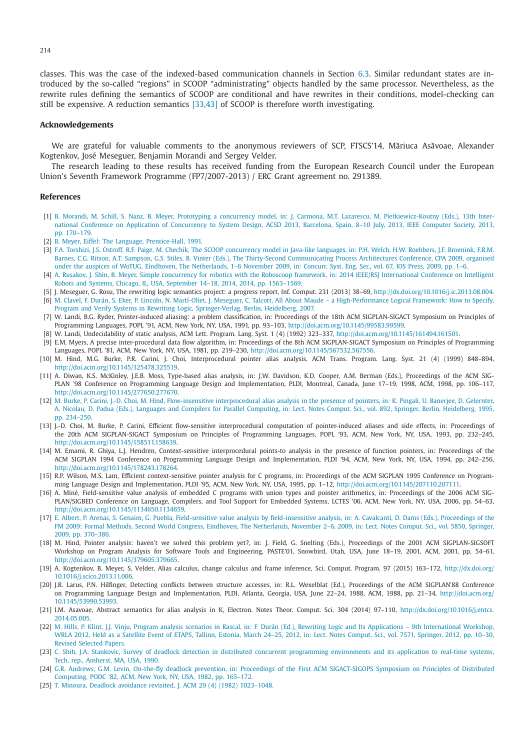classes. This was the case of the indexed-based communication channels in Section 6.3. Similar redundant states are introduced by the so-called "regions" in SCOOP "administrating" objects handled by the same processor. Nevertheless, as the rewrite rules defining the semantics of SCOOP are conditional and have rewrites in their conditions, model-checking can still be expensive. A reduction semantics [33,43] of SCOOP is therefore worth investigating.

### Acknowledgements

We are grateful for valuable comments to the anonymous reviewers of SCP, FTSCS'14, Măriuca Asăvoae, Alexander Kogtenkov, José Meseguer, Benjamin Morandi and Sergey Velder.

The research leading to these results has received funding from the European Research Council under the European Union's Seventh Framework Programme (FP7/2007-2013) / ERC Grant agreement no. 291389.

### References

[1] B. Morandi, M. Schill, S. Nanz, B. Meyer, Prototyping a concurrency model, in: J. Carmona, M.T. Lazarescu, M. Pietkiewicz-Koutny (Eds.), 13th International Conference on Application of Concurrency to System Design, ACSD 2013, Barcelona, Spain, 8–10 July, 2013, IEEE Computer Society, 2013, pp. 170–179.

[2] B. Meyer, Eiffel: The Language, Prentice-Hall, 1991.

[3] F.A. Torshizi, J.S. Ostroff, R.F. Paige, M. Chechik, The SCOOP concurrency model in Java-like languages, in: P.H. Welch, H.W. Roebbers, J.F. Broenink, F.R.M. Barnes, C.G. Ritson, A.T. Sampson, G.S. Stiles, B. Vinter (Eds.), The Thirty-Second Communicating Process Architectures Conference, CPA 2009, organised under the auspices of WoTUG, Eindhoven, The Netherlands, 1–6 November 2009, in: Concurr. Syst. Eng. Ser., vol. 67, IOS Press, 2009, pp. 1–6.

[4] A. Rusakov, J. Shin, B. Meyer, Simple concurrency for robotics with the Roboscoop framework, in: 2014 IEEE/RSJ International Conference on Intelligent Robots and Systems, Chicago, IL, USA, September 14–18, 2014, 2014, pp. 1563–1569.

[5] J. Meseguer, G. Rosu, The rewriting logic semantics project: a progress report, Inf. Comput. 231 (2013) 38–69, http://dx.doi.org/10.1016/j.ic.2013.08.004.

[6] M. Clavel, F. Durán, S. Eker, P. Lincoln, N. Martí-Oliet, J. Meseguer, C. Talcott, All About Maude – a High-Performance Logical Framework: How to Specify, Program and Verify Systems in Rewriting Logic, Springer-Verlag, Berlin, Heidelberg, 2007.

[7] W. Landi, B.G. Ryder, Pointer-induced aliasing: a problem classification, in: Proceedings of the 18th ACM SIGPLAN-SIGACT Symposium on Principles of Programming Languages, POPL '91, ACM, New York, NY, USA, 1991, pp. 93–103, http://doi.acm.org/10.1145/99583.99599.

[8] W. Landi, Undecidability of static analysis, ACM Lett. Program. Lang. Syst. 1 (4) (1992) 323–337, http://doi.acm.org/10.1145/161494.161501.

[9] E.M. Myers, A precise inter-procedural data flow algorithm, in: Proceedings of the 8th ACM SIGPLAN-SIGACT Symposium on Principles of Programming Languages, POPL '81, ACM, New York, NY, USA, 1981, pp. 219–230, http://doi.acm.org/10.1145/567532.567556.

[10] M. Hind, M.G. Burke, P.R. Carini, J. Choi, Interprocedural pointer alias analysis, ACM Trans. Program. Lang. Syst. 21 (4) (1999) 848–894, http://doi.acm.org/10.1145/325478.325519.

[11] A. Diwan, K.S. McKinley, J.E.B. Moss, Type-based alias analysis, in: J.W. Davidson, K.D. Cooper, A.M. Berman (Eds.), Proceedings of the ACM SIGPLAN '98 Conference on Programming Language Design and Implementation, PLDI, Montreal, Canada, June 17–19, 1998, ACM, 1998, pp. 106–117, http://doi.acm.org/10.1145/277650.277670.

[12] M. Burke, P. Carini, J.-D. Choi, M. Hind, Flow-insensitive interprocedural alias analysis in the presence of pointers, in: K. Pingali, U. Banerjee, D. Gelernter, A. Nicolau, D. Padua (Eds.), Languages and Compilers for Parallel Computing, in: Lect. Notes Comput. Sci., vol. 892, Springer, Berlin, Heidelberg, 1995, pp. 234–250.

[13] J.-D. Choi, M. Burke, P. Carini, Efficient flow-sensitive interprocedural computation of pointer-induced aliases and side effects, in: Proceedings of the 20th ACM SIGPLAN-SIGACT Symposium on Principles of Programming Languages, POPL '93, ACM, New York, NY, USA, 1993, pp. 232–245, http://doi.acm.org/10.1145/158511.158639.

[14] M. Emami, R. Ghiya, L.J. Hendren, Context-sensitive interprocedural points-to analysis in the presence of function pointers, in: Proceedings of the ACM SIGPLAN 1994 Conference on Programming Language Design and Implementation, PLDI '94, ACM, New York, NY, USA, 1994, pp. 242–256, http://doi.acm.org/10.1145/178243.178264.

[15] R.P. Wilson, M.S. Lam, Efficient context-sensitive pointer analysis for C programs, in: Proceedings of the ACM SIGPLAN 1995 Conference on Programming Language Design and Implementation, PLDI '95, ACM, New York, NY, USA, 1995, pp. 1–12, http://doi.acm.org/10.1145/207110.207111.

[16] A. Miné, Field-sensitive value analysis of embedded C programs with union types and pointer arithmetics, in: Proceedings of the 2006 ACM SIGPLAN/SIGBED Conference on Language, Compilers, and Tool Support for Embedded Systems, LCTES '06, ACM, New York, NY, USA, 2006, pp. 54–63, http://doi.acm.org/10.1145/1134650.1134659.

[17] E. Albert, P. Arenas, S. Genaim, G. Puebla, Field-sensitive value analysis by field-insensitive analysis, in: A. Cavalcanti, D. Dams (Eds.), Proceedings of the FM 2009: Formal Methods, Second World Congress, Eindhoven, The Netherlands, November 2–6, 2009, in: Lect. Notes Comput. Sci., vol. 5850, Springer, 2009, pp. 370–386.

[18] M. Hind, Pointer analysis: haven't we solved this problem yet?, in: J. Field, G. Snelting (Eds.), Proceedings of the 2001 ACM SIGPLAN-SIGSOFT Workshop on Program Analysis for Software Tools and Engineering, PASTE'01, Snowbird, Utah, USA, June 18–19, 2001, ACM, 2001, pp. 54–61, http://doi.acm.org/10.1145/379605.379665.

[19] A. Kogtenkov, B. Meyer, S. Velder, Alias calculus, change calculus and frame inference, Sci. Comput. Program. 97 (2015) 163–172, http://dx.doi.org/10.1016/j.scico.2013.11.006.

[20] J.R. Larus, P.N. Hilfinger, Detecting conflicts between structure accesses, in: R.L. Wexelblat (Ed.), Proceedings of the ACM SIGPLAN'88 Conference on Programming Language Design and Implementation, PLDI, Atlanta, Georgia, USA, June 22–24, 1988, ACM, 1988, pp. 21–34, http://doi.acm.org/10.1145/53990.53993.

[21] I.M. Asavoae, Abstract semantics for alias analysis in K, Electron. Notes Theor. Comput. Sci. 304 (2014) 97–110, http://dx.doi.org/10.1016/j.entcs.2014.05.005.

[22] M. Hills, P. Klint, J.J. Vinju, Program analysis scenarios in Rascal, in: F. Durán (Ed.), Rewriting Logic and Its Applications – 9th International Workshop, WRLA 2012, Held as a Satellite Event of ETAPS, Tallinn, Estonia, March 24–25, 2012, in: Lect. Notes Comput. Sci., vol. 7571, Springer, 2012, pp. 10–30, Revised Selected Papers.

[23] C. Shih, J.A. Stankovic, Survey of deadlock detection in distributed concurrent programming environments and its application to real-time systems, Tech. rep., Amherst, MA, USA, 1990.

[24] G.R. Andrews, G.M. Levin, On-the-fly deadlock prevention, in: Proceedings of the First ACM SIGACT-SIGOPS Symposium on Principles of Distributed Computing, PODC '82, ACM, New York, NY, USA, 1982, pp. 165–172.

[25] T. Minoura, Deadlock avoidance revisited, J. ACM 29 (4) (1982) 1023–1048.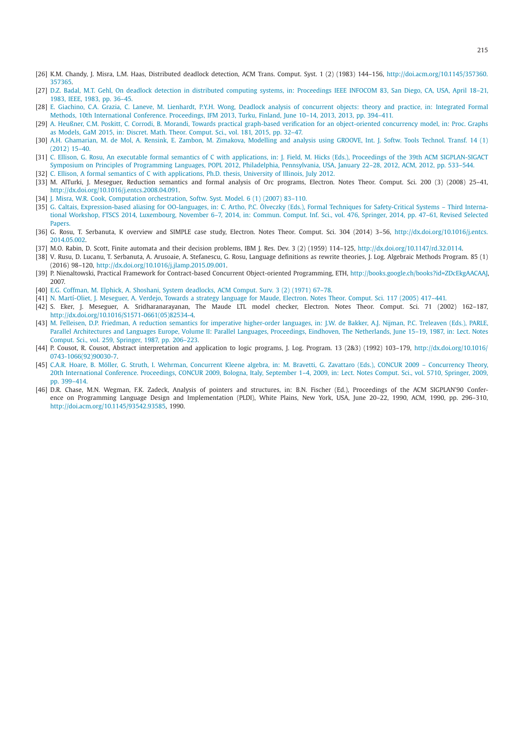[26] K.M. Chandy, J. Misra, L.M. Haas, Distributed deadlock detection, ACM Trans. Comput. Syst. 1 (2) (1983) 144–156, http://doi.acm.org/10.1145/357360.357365.

[27] D.Z. Badal, M.T. Gehl, On deadlock detection in distributed computing systems, in: Proceedings IEEE INFOCOM 83, San Diego, CA, USA, April 18–21, 1983, IEEE, 1983, pp. 36–45.

[28] E. Giachino, C.A. Grazia, C. Laneve, M. Lienhardt, P.Y.H. Wong, Deadlock analysis of concurrent objects: theory and practice, in: Integrated Formal Methods, 10th International Conference. Proceedings, IFM 2013, Turku, Finland, June 10–14, 2013, 2013, pp. 394–411.

[29] A. Heußner, C.M. Poskitt, C. Corrodi, B. Morandi, Towards practical graph-based verification for an object-oriented concurrency model, in: Proc. Graphs as Models, GaM 2015, in: Discret. Math. Theor. Comput. Sci., vol. 181, 2015, pp. 32–47.

[30] A.H. Ghamarian, M. de Mol, A. Rensink, E. Zambon, M. Zimakova, Modelling and analysis using GROOVE, Int. J. Softw. Tools Technol. Transf. 14 (1) (2012) 15–40.

[31] C. Ellison, G. Rosu, An executable formal semantics of C with applications, in: J. Field, M. Hicks (Eds.), Proceedings of the 39th ACM SIGPLAN-SIGACT Symposium on Principles of Programming Languages, POPL 2012, Philadelphia, Pennsylvania, USA, January 22–28, 2012, ACM, 2012, pp. 533–544.

[32] C. Ellison, A formal semantics of C with applications, Ph.D. thesis, University of Illinois, July 2012.

[33] M. AlTurki, J. Meseguer, Reduction semantics and formal analysis of Orc programs, Electron. Notes Theor. Comput. Sci. 200 (3) (2008) 25–41, http://dx.doi.org/10.1016/j.entcs.2008.04.091.

[34] J. Misra, W.R. Cook, Computation orchestration, Softw. Syst. Model. 6 (1) (2007) 83–110.

[35] G. Caltais, Expression-based aliasing for OO-languages, in: C. Artho, P.C. Ölveczky (Eds.), Formal Techniques for Safety-Critical Systems – Third International Workshop, FTSCS 2014, Luxembourg, November 6–7, 2014, in: Commun. Comput. Inf. Sci., vol. 476, Springer, 2014, pp. 47–61, Revised Selected Papers.

[36] G. Rosu, T. Serbanuta, K overview and SIMPLE case study, Electron. Notes Theor. Comput. Sci. 304 (2014) 3–56, http://dx.doi.org/10.1016/j.entcs.2014.05.002.

[37] M.O. Rabin, D. Scott, Finite automata and their decision problems, IBM J. Res. Dev. 3 (2) (1959) 114–125, http://dx.doi.org/10.1147/rd.32.0114.

[38] V. Rusu, D. Lucanu, T. Serbanuta, A. Arusoaie, A. Stefanescu, G. Rosu, Language definitions as rewrite theories, J. Log. Algebraic Methods Program. 85 (1) (2016) 98–120, http://dx.doi.org/10.1016/j.jlamp.2015.09.001.

[39] P. Nienaltowski, Practical Framework for Contract-based Concurrent Object-oriented Programming, ETH, http://books.google.ch/books?id=ZDcEkgAACAAJ, 2007.

[40] E.G. Coffman, M. Elphick, A. Shoshani, System deadlocks, ACM Comput. Surv. 3 (2) (1971) 67–78.

[41] N. Martí-Oliet, J. Meseguer, A. Verdejo, Towards a strategy language for Maude, Electron. Notes Theor. Comput. Sci. 117 (2005) 417–441.

[42] S. Eker, J. Meseguer, A. Sridharanarayanan, The Maude LTL model checker, Electron. Notes Theor. Comput. Sci. 71 (2002) 162–187, http://dx.doi.org/10.1016/S1571-0661(05)82534-4.

[43] M. Felleisen, D.P. Friedman, A reduction semantics for imperative higher-order languages, in: J.W. de Bakker, A.J. Nijman, P.C. Treleaven (Eds.), PARLE, Parallel Architectures and Languages Europe, Volume II: Parallel Languages, Proceedings, Eindhoven, The Netherlands, June 15–19, 1987, in: Lect. Notes Comput. Sci., vol. 259, Springer, 1987, pp. 206–223.

[44] P. Cousot, R. Cousot, Abstract interpretation and application to logic programs, J. Log. Program. 13 (2&3) (1992) 103–179, http://dx.doi.org/10.1016/0743-1066(92)90030-7.

[45] C.A.R. Hoare, B. Möller, G. Struth, I. Wehrman, Concurrent Kleene algebra, in: M. Bravetti, G. Zavattaro (Eds.), CONCUR 2009 – Concurrency Theory, 20th International Conference. Proceedings, CONCUR 2009, Bologna, Italy, September 1–4, 2009, in: Lect. Notes Comput. Sci., vol. 5710, Springer, 2009, pp. 399–414.

[46] D.R. Chase, M.N. Wegman, F.K. Zadeck, Analysis of pointers and structures, in: B.N. Fischer (Ed.), Proceedings of the ACM SIGPLAN'90 Conference on Programming Language Design and Implementation (PLDI), White Plains, New York, USA, June 20–22, 1990, ACM, 1990, pp. 296–310, http://doi.acm.org/10.1145/93542.93585, 1990.